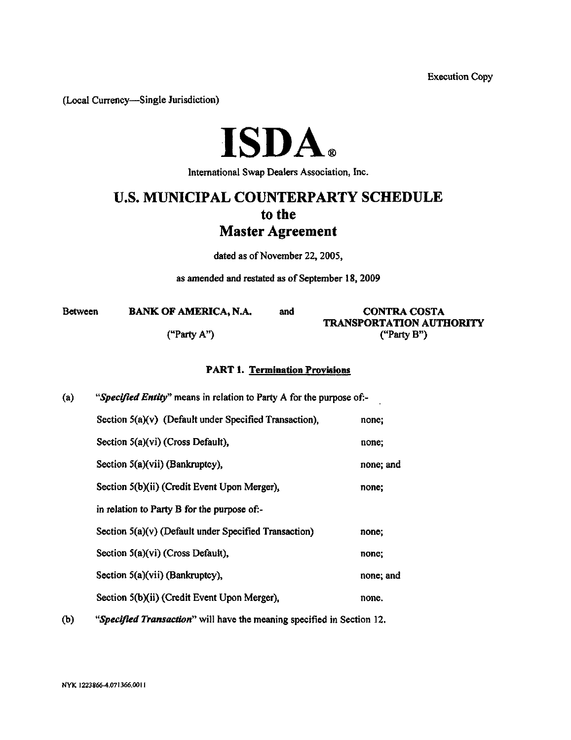Execution Copy

(Local Currency—Single Jurisdiction)

# ISDA®

International Swap Dealers Association, Inc.

## U.S. MUNICIPAL COUNTERPARTY SCHEDULE
## to the
## Master Agreement

dated as of November 22, 2005,

as amended and restated as of September 18, 2009

| Between | BANK OF AMERICA, N.A. | and | CONTRA COSTA TRANSPORTATION AUTHORITY |
|---|---|---|---|
| | ("Party A") | | ("Party B") |

### PART 1. Termination Provisions

(a) "*Specified Entity*" means in relation to Party A for the purpose of:-

| | |
|---|---|
| Section 5(a)(v) (Default under Specified Transaction), | none; |
| Section 5(a)(vi) (Cross Default), | none; |
| Section 5(a)(vii) (Bankruptcy), | none; and |
| Section 5(b)(ii) (Credit Event Upon Merger), | none; |

in relation to Party B for the purpose of:-

| | |
|---|---|
| Section 5(a)(v) (Default under Specified Transaction) | none; |
| Section 5(a)(vi) (Cross Default), | none; |
| Section 5(a)(vii) (Bankruptcy), | none; and |
| Section 5(b)(ii) (Credit Event Upon Merger), | none. |

(b) "*Specified Transaction*" will have the meaning specified in Section 12.

NYK 1223866-4.071366.0011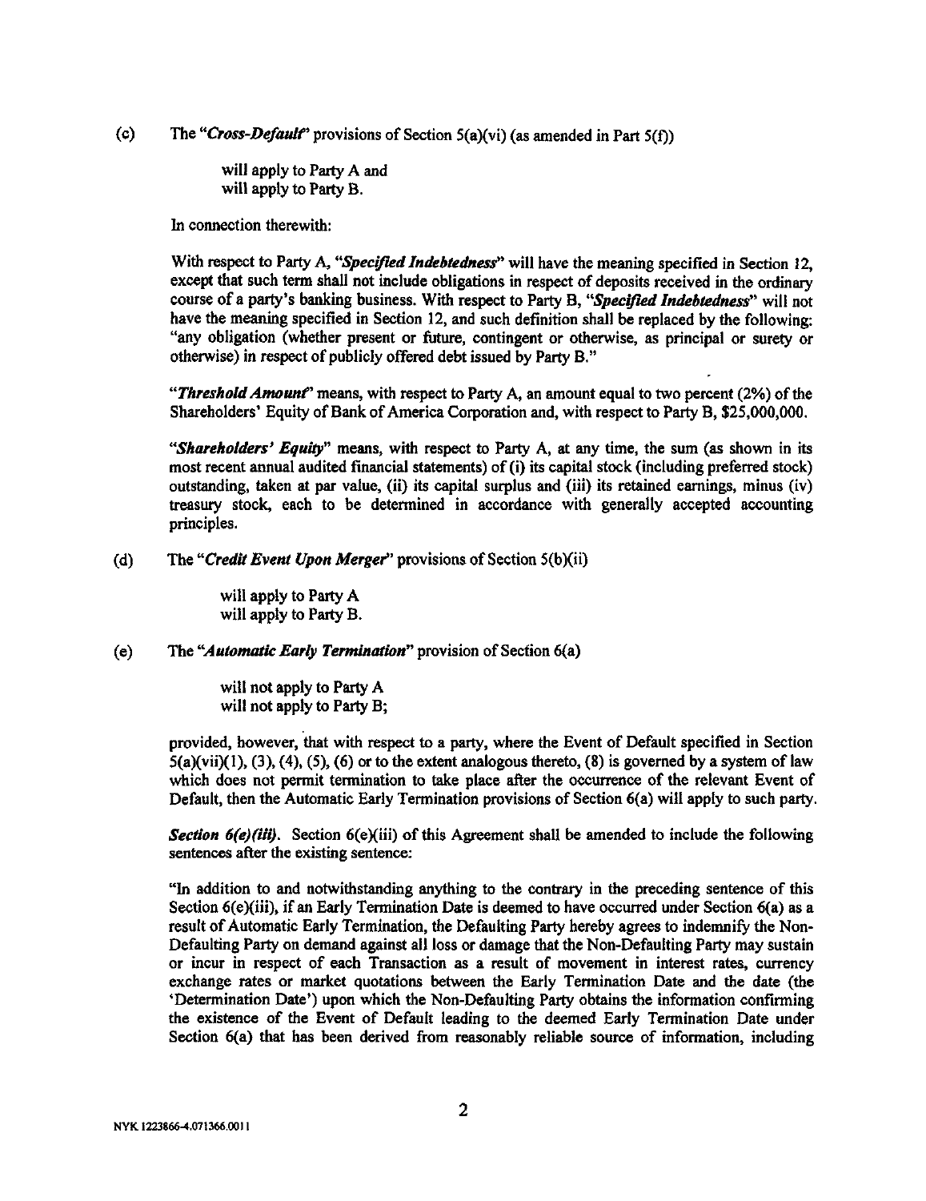(c) The *"Cross-Default"* provisions of Section 5(a)(vi) (as amended in Part 5(f))

> will apply to Party A and
> will apply to Party B.

In connection therewith:

With respect to Party A, *"Specified Indebtedness"* will have the meaning specified in Section 12, except that such term shall not include obligations in respect of deposits received in the ordinary course of a party's banking business. With respect to Party B, *"Specified Indebtedness"* will not have the meaning specified in Section 12, and such definition shall be replaced by the following: "any obligation (whether present or future, contingent or otherwise, as principal or surety or otherwise) in respect of publicly offered debt issued by Party B."

*"Threshold Amount"* means, with respect to Party A, an amount equal to two percent (2%) of the Shareholders' Equity of Bank of America Corporation and, with respect to Party B, $25,000,000.

*"Shareholders' Equity"* means, with respect to Party A, at any time, the sum (as shown in its most recent annual audited financial statements) of (i) its capital stock (including preferred stock) outstanding, taken at par value, (ii) its capital surplus and (iii) its retained earnings, minus (iv) treasury stock, each to be determined in accordance with generally accepted accounting principles.

(d) The *"Credit Event Upon Merger"* provisions of Section 5(b)(ii)

> will apply to Party A
> will apply to Party B.

(e) The *"Automatic Early Termination"* provision of Section 6(a)

> will not apply to Party A
> will not apply to Party B;

provided, however, that with respect to a party, where the Event of Default specified in Section 5(a)(vii)(1), (3), (4), (5), (6) or to the extent analogous thereto, (8) is governed by a system of law which does not permit termination to take place after the occurrence of the relevant Event of Default, then the Automatic Early Termination provisions of Section 6(a) will apply to such party.

***Section 6(e)(iii).*** Section 6(e)(iii) of this Agreement shall be amended to include the following sentences after the existing sentence:

"In addition to and notwithstanding anything to the contrary in the preceding sentence of this Section 6(e)(iii), if an Early Termination Date is deemed to have occurred under Section 6(a) as a result of Automatic Early Termination, the Defaulting Party hereby agrees to indemnify the Non-Defaulting Party on demand against all loss or damage that the Non-Defaulting Party may sustain or incur in respect of each Transaction as a result of movement in interest rates, currency exchange rates or market quotations between the Early Termination Date and the date (the 'Determination Date') upon which the Non-Defaulting Party obtains the information confirming the existence of the Event of Default leading to the deemed Early Termination Date under Section 6(a) that has been derived from reasonably reliable source of information, including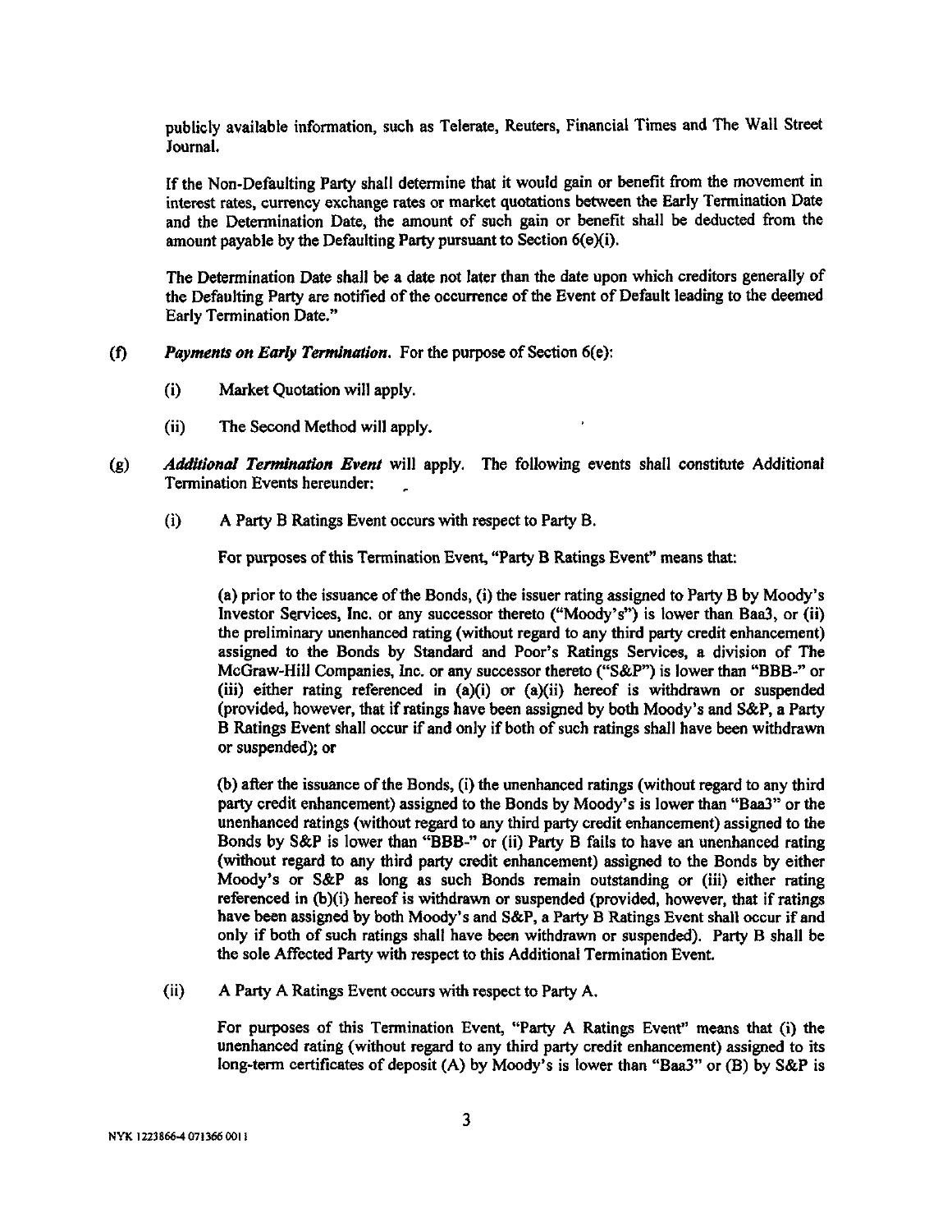publicly available information, such as Telerate, Reuters, Financial Times and The Wall Street Journal.

If the Non-Defaulting Party shall determine that it would gain or benefit from the movement in interest rates, currency exchange rates or market quotations between the Early Termination Date and the Determination Date, the amount of such gain or benefit shall be deducted from the amount payable by the Defaulting Party pursuant to Section 6(e)(i).

The Determination Date shall be a date not later than the date upon which creditors generally of the Defaulting Party are notified of the occurrence of the Event of Default leading to the deemed Early Termination Date."

(f) ***Payments on Early Termination***. For the purpose of Section 6(e):

- (i) Market Quotation will apply.
- (ii) The Second Method will apply.

(g) ***Additional Termination Event*** will apply. The following events shall constitute Additional Termination Events hereunder:

(i) A Party B Ratings Event occurs with respect to Party B.

For purposes of this Termination Event, "Party B Ratings Event" means that:

(a) prior to the issuance of the Bonds, (i) the issuer rating assigned to Party B by Moody's Investor Services, Inc. or any successor thereto ("Moody's") is lower than Baa3, or (ii) the preliminary unenhanced rating (without regard to any third party credit enhancement) assigned to the Bonds by Standard and Poor's Ratings Services, a division of The McGraw-Hill Companies, Inc. or any successor thereto ("S&P") is lower than "BBB-" or (iii) either rating referenced in (a)(i) or (a)(ii) hereof is withdrawn or suspended (provided, however, that if ratings have been assigned by both Moody's and S&P, a Party B Ratings Event shall occur if and only if both of such ratings shall have been withdrawn or suspended); or

(b) after the issuance of the Bonds, (i) the unenhanced ratings (without regard to any third party credit enhancement) assigned to the Bonds by Moody's is lower than "Baa3" or the unenhanced ratings (without regard to any third party credit enhancement) assigned to the Bonds by S&P is lower than "BBB-" or (ii) Party B fails to have an unenhanced rating (without regard to any third party credit enhancement) assigned to the Bonds by either Moody's or S&P as long as such Bonds remain outstanding or (iii) either rating referenced in (b)(i) hereof is withdrawn or suspended (provided, however, that if ratings have been assigned by both Moody's and S&P, a Party B Ratings Event shall occur if and only if both of such ratings shall have been withdrawn or suspended). Party B shall be the sole Affected Party with respect to this Additional Termination Event.

(ii) A Party A Ratings Event occurs with respect to Party A.

For purposes of this Termination Event, "Party A Ratings Event" means that (i) the unenhanced rating (without regard to any third party credit enhancement) assigned to its long-term certificates of deposit (A) by Moody's is lower than "Baa3" or (B) by S&P is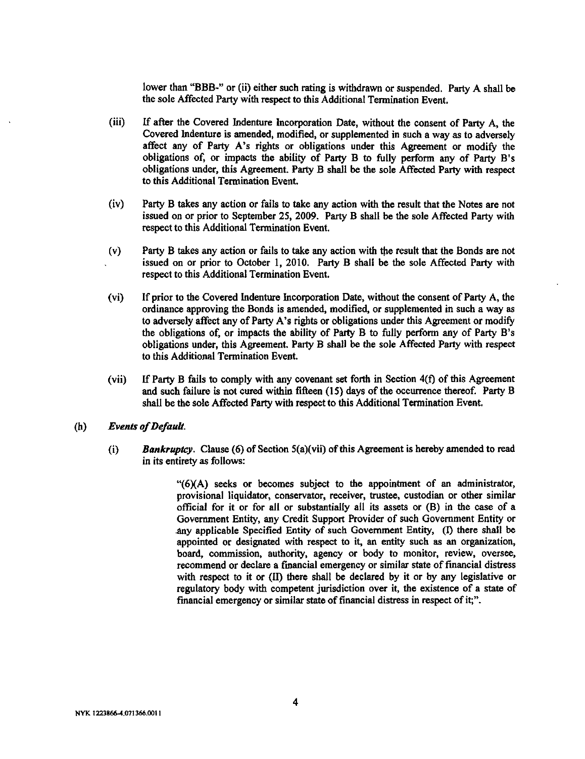lower than "BBB-" or (ii) either such rating is withdrawn or suspended. Party A shall be the sole Affected Party with respect to this Additional Termination Event.

(iii) If after the Covered Indenture Incorporation Date, without the consent of Party A, the Covered Indenture is amended, modified, or supplemented in such a way as to adversely affect any of Party A's rights or obligations under this Agreement or modify the obligations of, or impacts the ability of Party B to fully perform any of Party B's obligations under, this Agreement. Party B shall be the sole Affected Party with respect to this Additional Termination Event.

(iv) Party B takes any action or fails to take any action with the result that the Notes are not issued on or prior to September 25, 2009. Party B shall be the sole Affected Party with respect to this Additional Termination Event.

(v) Party B takes any action or fails to take any action with the result that the Bonds are not issued on or prior to October 1, 2010. Party B shall be the sole Affected Party with respect to this Additional Termination Event.

(vi) If prior to the Covered Indenture Incorporation Date, without the consent of Party A, the ordinance approving the Bonds is amended, modified, or supplemented in such a way as to adversely affect any of Party A's rights or obligations under this Agreement or modify the obligations of, or impacts the ability of Party B to fully perform any of Party B's obligations under, this Agreement. Party B shall be the sole Affected Party with respect to this Additional Termination Event.

(vii) If Party B fails to comply with any covenant set forth in Section 4(f) of this Agreement and such failure is not cured within fifteen (15) days of the occurrence thereof. Party B shall be the sole Affected Party with respect to this Additional Termination Event.

(h) ***Events of Default.***

(i) ***Bankruptcy.*** Clause (6) of Section 5(a)(vii) of this Agreement is hereby amended to read in its entirety as follows:

> "(6)(A) seeks or becomes subject to the appointment of an administrator, provisional liquidator, conservator, receiver, trustee, custodian or other similar official for it or for all or substantially all its assets or (B) in the case of a Government Entity, any Credit Support Provider of such Government Entity or any applicable Specified Entity of such Government Entity, (I) there shall be appointed or designated with respect to it, an entity such as an organization, board, commission, authority, agency or body to monitor, review, oversee, recommend or declare a financial emergency or similar state of financial distress with respect to it or (II) there shall be declared by it or by any legislative or regulatory body with competent jurisdiction over it, the existence of a state of financial emergency or similar state of financial distress in respect of it;".

NYK 1223866-4.071366.0011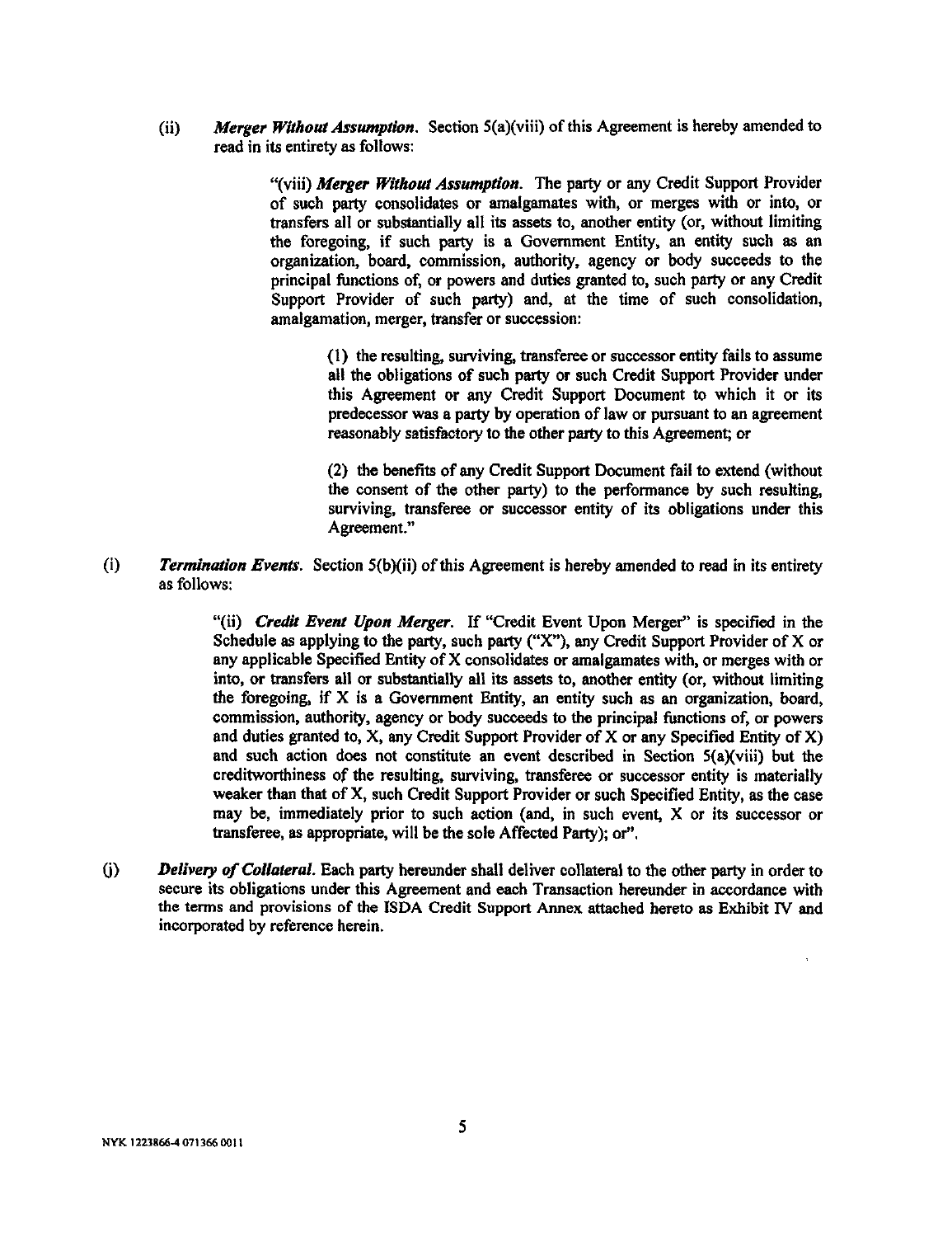(ii) ***Merger Without Assumption***. Section 5(a)(viii) of this Agreement is hereby amended to read in its entirety as follows:

> "(viii) ***Merger Without Assumption***. The party or any Credit Support Provider of such party consolidates or amalgamates with, or merges with or into, or transfers all or substantially all its assets to, another entity (or, without limiting the foregoing, if such party is a Government Entity, an entity such as an organization, board, commission, authority, agency or body succeeds to the principal functions of, or powers and duties granted to, such party or any Credit Support Provider of such party) and, at the time of such consolidation, amalgamation, merger, transfer or succession:
>
> (1) the resulting, surviving, transferee or successor entity fails to assume all the obligations of such party or such Credit Support Provider under this Agreement or any Credit Support Document to which it or its predecessor was a party by operation of law or pursuant to an agreement reasonably satisfactory to the other party to this Agreement; or
>
> (2) the benefits of any Credit Support Document fail to extend (without the consent of the other party) to the performance by such resulting, surviving, transferee or successor entity of its obligations under this Agreement."

(i) ***Termination Events***. Section 5(b)(ii) of this Agreement is hereby amended to read in its entirety as follows:

> "(ii) ***Credit Event Upon Merger***. If "Credit Event Upon Merger" is specified in the Schedule as applying to the party, such party ("X"), any Credit Support Provider of X or any applicable Specified Entity of X consolidates or amalgamates with, or merges with or into, or transfers all or substantially all its assets to, another entity (or, without limiting the foregoing, if X is a Government Entity, an entity such as an organization, board, commission, authority, agency or body succeeds to the principal functions of, or powers and duties granted to, X, any Credit Support Provider of X or any Specified Entity of X) and such action does not constitute an event described in Section 5(a)(viii) but the creditworthiness of the resulting, surviving, transferee or successor entity is materially weaker than that of X, such Credit Support Provider or such Specified Entity, as the case may be, immediately prior to such action (and, in such event, X or its successor or transferee, as appropriate, will be the sole Affected Party); or".

(j) ***Delivery of Collateral***. Each party hereunder shall deliver collateral to the other party in order to secure its obligations under this Agreement and each Transaction hereunder in accordance with the terms and provisions of the ISDA Credit Support Annex attached hereto as Exhibit IV and incorporated by reference herein.

NYK 1223866-4 071366 0011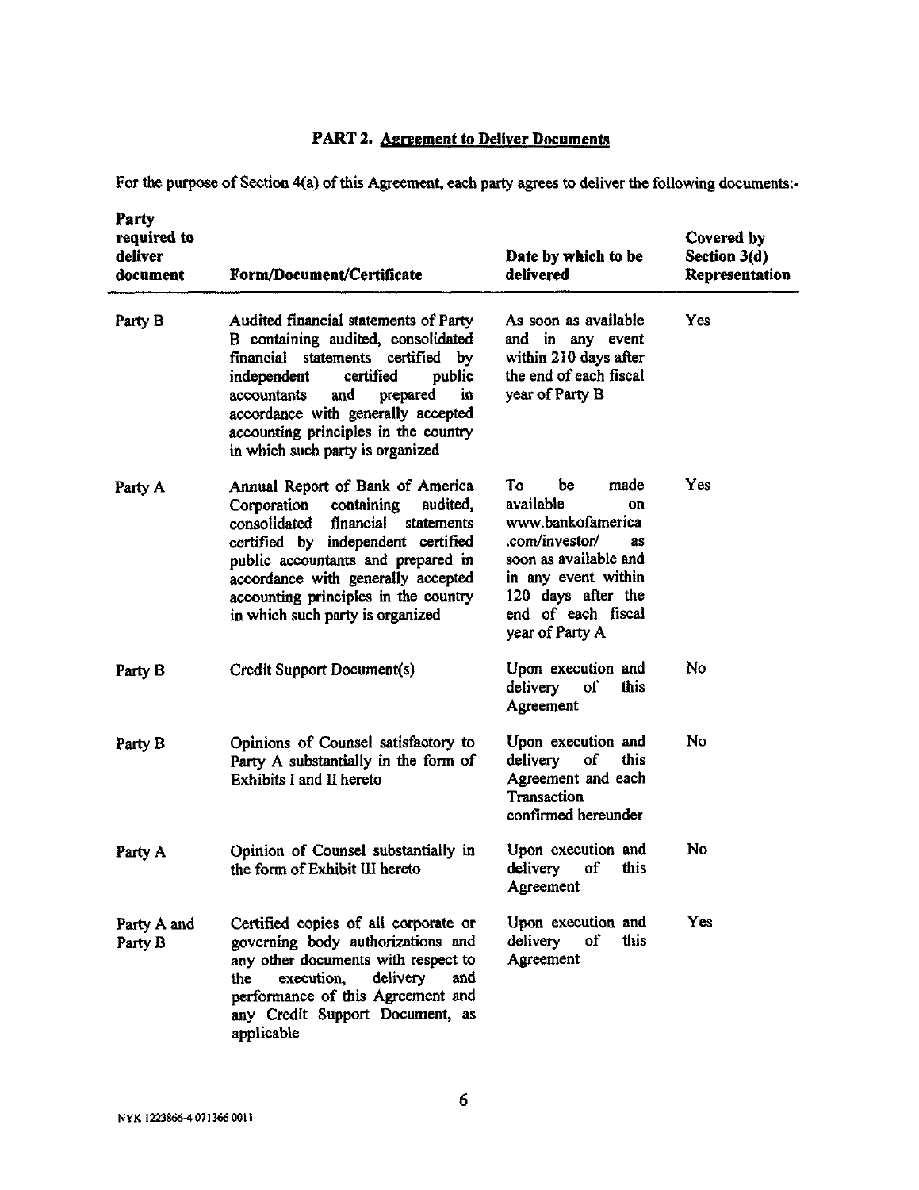## PART 2. Agreement to Deliver Documents

For the purpose of Section 4(a) of this Agreement, each party agrees to deliver the following documents:-

| Party required to deliver document | Form/Document/Certificate | Date by which to be delivered | Covered by Section 3(d) Representation |
|---|---|---|---|
| Party B | Audited financial statements of Party B containing audited, consolidated financial statements certified by independent certified public accountants and prepared in accordance with generally accepted accounting principles in the country in which such party is organized | As soon as available and in any event within 210 days after the end of each fiscal year of Party B | Yes |
| Party A | Annual Report of Bank of America Corporation containing audited, consolidated financial statements certified by independent certified public accountants and prepared in accordance with generally accepted accounting principles in the country in which such party is organized | To be made available on www.bankofamerica.com/investor/ as soon as available and in any event within 120 days after the end of each fiscal year of Party A | Yes |
| Party B | Credit Support Document(s) | Upon execution and delivery of this Agreement | No |
| Party B | Opinions of Counsel satisfactory to Party A substantially in the form of Exhibits I and II hereto | Upon execution and delivery of this Agreement and each Transaction confirmed hereunder | No |
| Party A | Opinion of Counsel substantially in the form of Exhibit III hereto | Upon execution and delivery of this Agreement | No |
| Party A and Party B | Certified copies of all corporate or governing body authorizations and any other documents with respect to the execution, delivery and performance of this Agreement and any Credit Support Document, as applicable | Upon execution and delivery of this Agreement | Yes |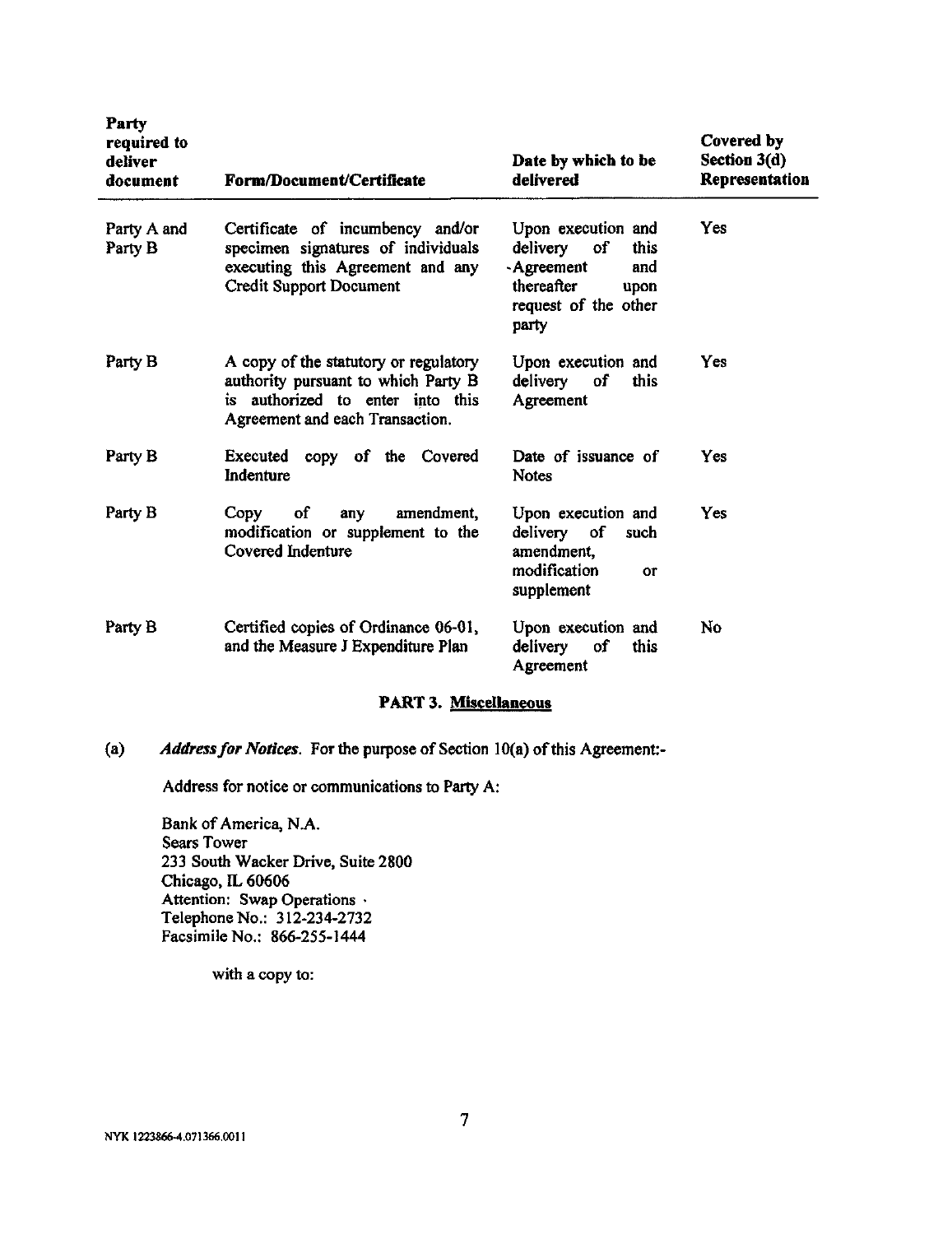| Party required to deliver document | Form/Document/Certificate | Date by which to be delivered | Covered by Section 3(d) Representation |
|---|---|---|---|
| Party A and Party B | Certificate of incumbency and/or specimen signatures of individuals executing this Agreement and any Credit Support Document | Upon execution and delivery of this Agreement and thereafter upon request of the other party | Yes |
| Party B | A copy of the statutory or regulatory authority pursuant to which Party B is authorized to enter into this Agreement and each Transaction. | Upon execution and delivery of this Agreement | Yes |
| Party B | Executed copy of the Covered Indenture | Date of issuance of Notes | Yes |
| Party B | Copy of any amendment, modification or supplement to the Covered Indenture | Upon execution and delivery of such amendment, modification or supplement | Yes |
| Party B | Certified copies of Ordinance 06-01, and the Measure J Expenditure Plan | Upon execution and delivery of this Agreement | No |

## PART 3. Miscellaneous

(a) *Address for Notices*. For the purpose of Section 10(a) of this Agreement:-

Address for notice or communications to Party A:

Bank of America, N.A.
Sears Tower
233 South Wacker Drive, Suite 2800
Chicago, IL 60606
Attention: Swap Operations
Telephone No.: 312-234-2732
Facsimile No.: 866-255-1444

with a copy to:

NYK 1223866-4.071366.0011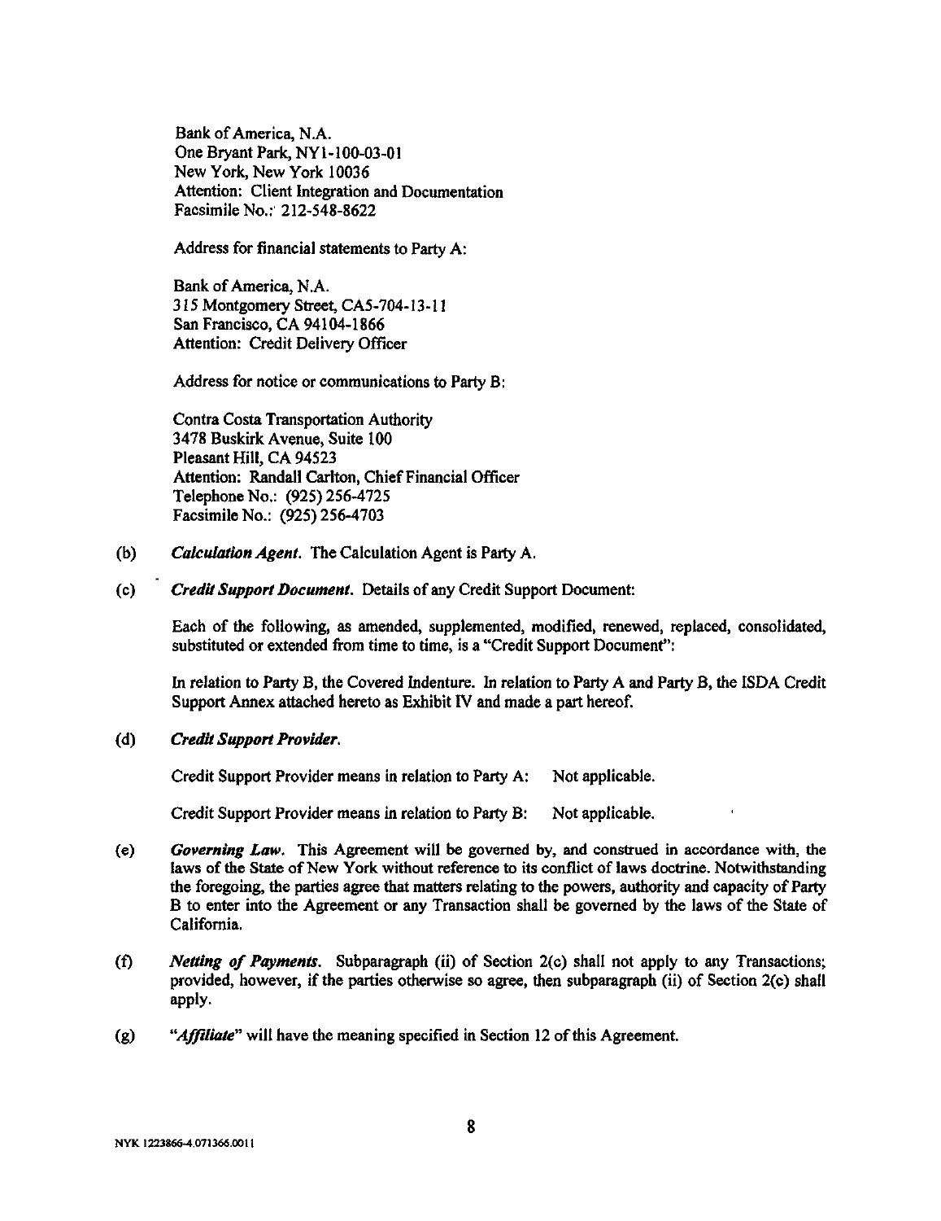Bank of America, N.A.
One Bryant Park, NY1-100-03-01
New York, New York 10036
Attention: Client Integration and Documentation
Facsimile No.: 212-548-8622

Address for financial statements to Party A:

Bank of America, N.A.
315 Montgomery Street, CA5-704-13-11
San Francisco, CA 94104-1866
Attention: Credit Delivery Officer

Address for notice or communications to Party B:

Contra Costa Transportation Authority
3478 Buskirk Avenue, Suite 100
Pleasant Hill, CA 94523
Attention: Randall Carlton, Chief Financial Officer
Telephone No.: (925) 256-4725
Facsimile No.: (925) 256-4703

(b) ***Calculation Agent.*** The Calculation Agent is Party A.

(c) ***Credit Support Document.*** Details of any Credit Support Document:

Each of the following, as amended, supplemented, modified, renewed, replaced, consolidated, substituted or extended from time to time, is a "Credit Support Document":

In relation to Party B, the Covered Indenture. In relation to Party A and Party B, the ISDA Credit Support Annex attached hereto as Exhibit IV and made a part hereof.

(d) ***Credit Support Provider.***

Credit Support Provider means in relation to Party A: Not applicable.

Credit Support Provider means in relation to Party B: Not applicable.

(e) ***Governing Law.*** This Agreement will be governed by, and construed in accordance with, the laws of the State of New York without reference to its conflict of laws doctrine. Notwithstanding the foregoing, the parties agree that matters relating to the powers, authority and capacity of Party B to enter into the Agreement or any Transaction shall be governed by the laws of the State of California.

(f) ***Netting of Payments.*** Subparagraph (ii) of Section 2(c) shall not apply to any Transactions; provided, however, if the parties otherwise so agree, then subparagraph (ii) of Section 2(c) shall apply.

(g) ***"Affiliate"*** will have the meaning specified in Section 12 of this Agreement.

NYK 1223866-4.071366.0011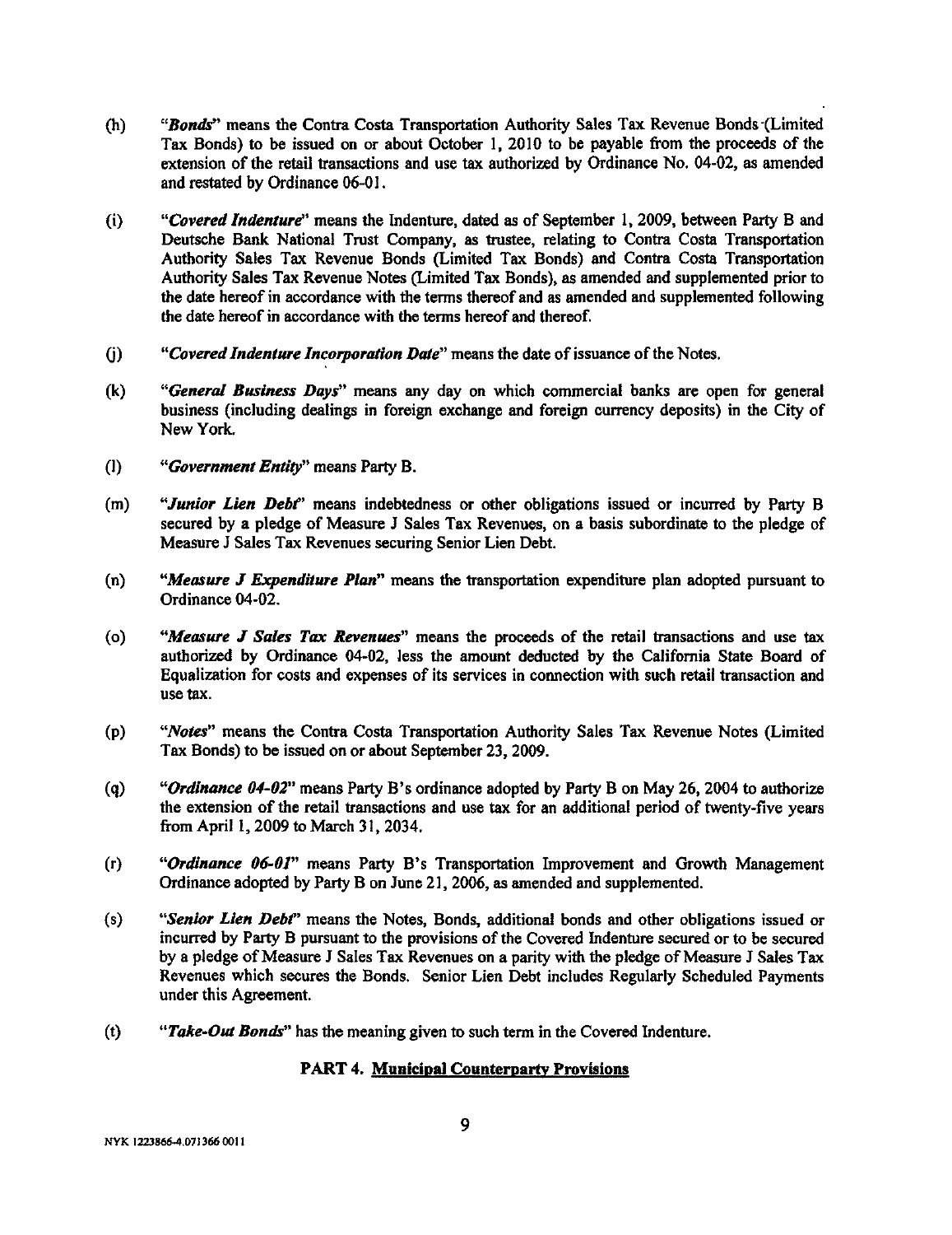(h) "***Bonds***" means the Contra Costa Transportation Authority Sales Tax Revenue Bonds (Limited Tax Bonds) to be issued on or about October 1, 2010 to be payable from the proceeds of the extension of the retail transactions and use tax authorized by Ordinance No. 04-02, as amended and restated by Ordinance 06-01.

(i) "***Covered Indenture***" means the Indenture, dated as of September 1, 2009, between Party B and Deutsche Bank National Trust Company, as trustee, relating to Contra Costa Transportation Authority Sales Tax Revenue Bonds (Limited Tax Bonds) and Contra Costa Transportation Authority Sales Tax Revenue Notes (Limited Tax Bonds), as amended and supplemented prior to the date hereof in accordance with the terms thereof and as amended and supplemented following the date hereof in accordance with the terms hereof and thereof.

(j) "***Covered Indenture Incorporation Date***" means the date of issuance of the Notes.

(k) "***General Business Days***" means any day on which commercial banks are open for general business (including dealings in foreign exchange and foreign currency deposits) in the City of New York.

(l) "***Government Entity***" means Party B.

(m) "***Junior Lien Debt***" means indebtedness or other obligations issued or incurred by Party B secured by a pledge of Measure J Sales Tax Revenues, on a basis subordinate to the pledge of Measure J Sales Tax Revenues securing Senior Lien Debt.

(n) "***Measure J Expenditure Plan***" means the transportation expenditure plan adopted pursuant to Ordinance 04-02.

(o) "***Measure J Sales Tax Revenues***" means the proceeds of the retail transactions and use tax authorized by Ordinance 04-02, less the amount deducted by the California State Board of Equalization for costs and expenses of its services in connection with such retail transaction and use tax.

(p) "***Notes***" means the Contra Costa Transportation Authority Sales Tax Revenue Notes (Limited Tax Bonds) to be issued on or about September 23, 2009.

(q) "***Ordinance 04-02***" means Party B's ordinance adopted by Party B on May 26, 2004 to authorize the extension of the retail transactions and use tax for an additional period of twenty-five years from April 1, 2009 to March 31, 2034.

(r) "***Ordinance 06-01***" means Party B's Transportation Improvement and Growth Management Ordinance adopted by Party B on June 21, 2006, as amended and supplemented.

(s) "***Senior Lien Debt***" means the Notes, Bonds, additional bonds and other obligations issued or incurred by Party B pursuant to the provisions of the Covered Indenture secured or to be secured by a pledge of Measure J Sales Tax Revenues on a parity with the pledge of Measure J Sales Tax Revenues which secures the Bonds. Senior Lien Debt includes Regularly Scheduled Payments under this Agreement.

(t) "***Take-Out Bonds***" has the meaning given to such term in the Covered Indenture.

## PART 4. Municipal Counterparty Provisions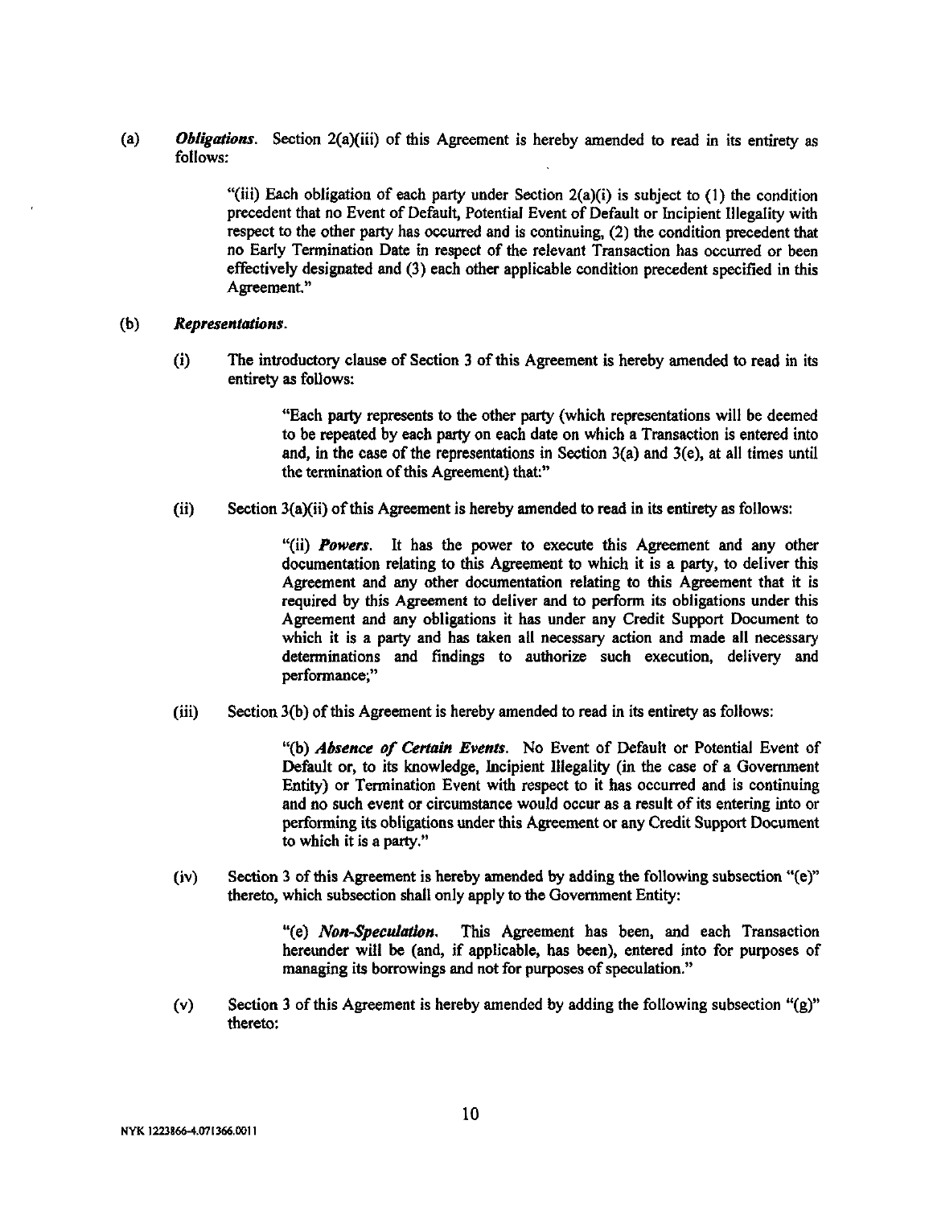(a) ***Obligations***. Section 2(a)(iii) of this Agreement is hereby amended to read in its entirety as follows:

> "(iii) Each obligation of each party under Section 2(a)(i) is subject to (1) the condition precedent that no Event of Default, Potential Event of Default or Incipient Illegality with respect to the other party has occurred and is continuing, (2) the condition precedent that no Early Termination Date in respect of the relevant Transaction has occurred or been effectively designated and (3) each other applicable condition precedent specified in this Agreement."

(b) ***Representations***.

(i) The introductory clause of Section 3 of this Agreement is hereby amended to read in its entirety as follows:

> "Each party represents to the other party (which representations will be deemed to be repeated by each party on each date on which a Transaction is entered into and, in the case of the representations in Section 3(a) and 3(e), at all times until the termination of this Agreement) that:"

(ii) Section 3(a)(ii) of this Agreement is hereby amended to read in its entirety as follows:

> "(ii) ***Powers***. It has the power to execute this Agreement and any other documentation relating to this Agreement to which it is a party, to deliver this Agreement and any other documentation relating to this Agreement that it is required by this Agreement to deliver and to perform its obligations under this Agreement and any obligations it has under any Credit Support Document to which it is a party and has taken all necessary action and made all necessary determinations and findings to authorize such execution, delivery and performance;"

(iii) Section 3(b) of this Agreement is hereby amended to read in its entirety as follows:

> "(b) ***Absence of Certain Events***. No Event of Default or Potential Event of Default or, to its knowledge, Incipient Illegality (in the case of a Government Entity) or Termination Event with respect to it has occurred and is continuing and no such event or circumstance would occur as a result of its entering into or performing its obligations under this Agreement or any Credit Support Document to which it is a party."

(iv) Section 3 of this Agreement is hereby amended by adding the following subsection "(e)" thereto, which subsection shall only apply to the Government Entity:

> "(e) ***Non-Speculation***. This Agreement has been, and each Transaction hereunder will be (and, if applicable, has been), entered into for purposes of managing its borrowings and not for purposes of speculation."

(v) Section 3 of this Agreement is hereby amended by adding the following subsection "(g)" thereto: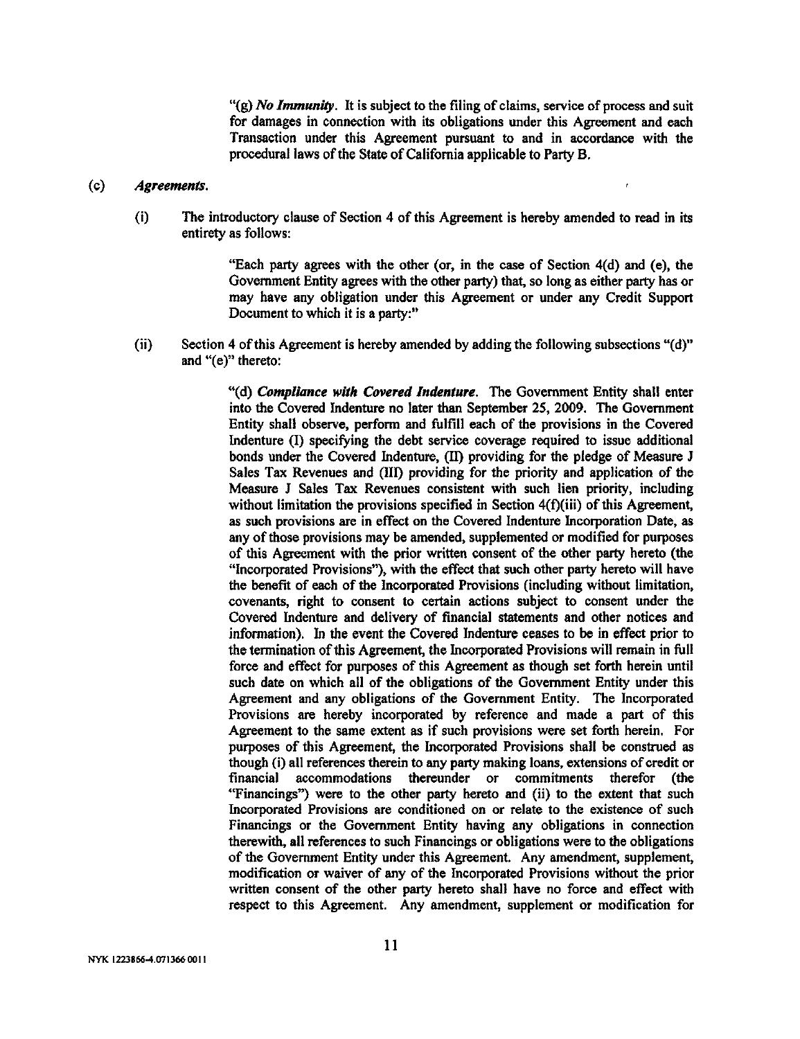"(g) ***No Immunity***. It is subject to the filing of claims, service of process and suit for damages in connection with its obligations under this Agreement and each Transaction under this Agreement pursuant to and in accordance with the procedural laws of the State of California applicable to Party B.

(c) ***Agreements***.

(i) The introductory clause of Section 4 of this Agreement is hereby amended to read in its entirety as follows:

"Each party agrees with the other (or, in the case of Section 4(d) and (e), the Government Entity agrees with the other party) that, so long as either party has or may have any obligation under this Agreement or under any Credit Support Document to which it is a party:"

(ii) Section 4 of this Agreement is hereby amended by adding the following subsections "(d)" and "(e)" thereto:

"(d) ***Compliance with Covered Indenture***. The Government Entity shall enter into the Covered Indenture no later than September 25, 2009. The Government Entity shall observe, perform and fulfill each of the provisions in the Covered Indenture (I) specifying the debt service coverage required to issue additional bonds under the Covered Indenture, (II) providing for the pledge of Measure J Sales Tax Revenues and (III) providing for the priority and application of the Measure J Sales Tax Revenues consistent with such lien priority, including without limitation the provisions specified in Section 4(f)(iii) of this Agreement, as such provisions are in effect on the Covered Indenture Incorporation Date, as any of those provisions may be amended, supplemented or modified for purposes of this Agreement with the prior written consent of the other party hereto (the "Incorporated Provisions"), with the effect that such other party hereto will have the benefit of each of the Incorporated Provisions (including without limitation, covenants, right to consent to certain actions subject to consent under the Covered Indenture and delivery of financial statements and other notices and information). In the event the Covered Indenture ceases to be in effect prior to the termination of this Agreement, the Incorporated Provisions will remain in full force and effect for purposes of this Agreement as though set forth herein until such date on which all of the obligations of the Government Entity under this Agreement and any obligations of the Government Entity. The Incorporated Provisions are hereby incorporated by reference and made a part of this Agreement to the same extent as if such provisions were set forth herein. For purposes of this Agreement, the Incorporated Provisions shall be construed as though (i) all references therein to any party making loans, extensions of credit or financial accommodations thereunder or commitments therefor (the "Financings") were to the other party hereto and (ii) to the extent that such Incorporated Provisions are conditioned on or relate to the existence of such Financings or the Government Entity having any obligations in connection therewith, all references to such Financings or obligations were to the obligations of the Government Entity under this Agreement. Any amendment, supplement, modification or waiver of any of the Incorporated Provisions without the prior written consent of the other party hereto shall have no force and effect with respect to this Agreement. Any amendment, supplement or modification for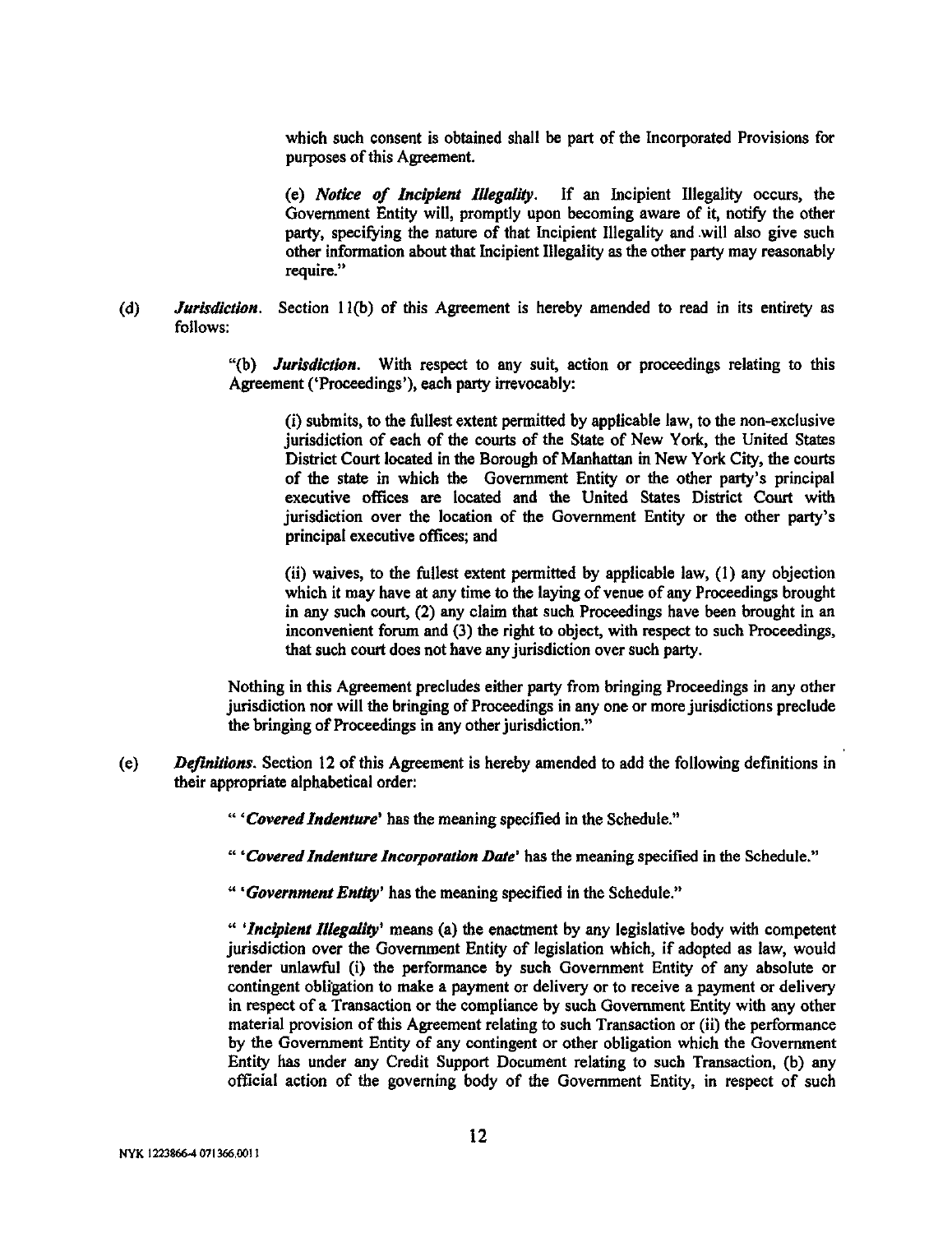which such consent is obtained shall be part of the Incorporated Provisions for purposes of this Agreement.

(e) *Notice of Incipient Illegality*. If an Incipient Illegality occurs, the Government Entity will, promptly upon becoming aware of it, notify the other party, specifying the nature of that Incipient Illegality and will also give such other information about that Incipient Illegality as the other party may reasonably require."

(d) ***Jurisdiction***. Section 11(b) of this Agreement is hereby amended to read in its entirety as follows:

"(b) ***Jurisdiction***. With respect to any suit, action or proceedings relating to this Agreement ('Proceedings'), each party irrevocably:

(i) submits, to the fullest extent permitted by applicable law, to the non-exclusive jurisdiction of each of the courts of the State of New York, the United States District Court located in the Borough of Manhattan in New York City, the courts of the state in which the Government Entity or the other party's principal executive offices are located and the United States District Court with jurisdiction over the location of the Government Entity or the other party's principal executive offices; and

(ii) waives, to the fullest extent permitted by applicable law, (1) any objection which it may have at any time to the laying of venue of any Proceedings brought in any such court, (2) any claim that such Proceedings have been brought in an inconvenient forum and (3) the right to object, with respect to such Proceedings, that such court does not have any jurisdiction over such party.

Nothing in this Agreement precludes either party from bringing Proceedings in any other jurisdiction nor will the bringing of Proceedings in any one or more jurisdictions preclude the bringing of Proceedings in any other jurisdiction."

(e) ***Definitions***. Section 12 of this Agreement is hereby amended to add the following definitions in their appropriate alphabetical order:

" '***Covered Indenture***' has the meaning specified in the Schedule."

" '***Covered Indenture Incorporation Date***' has the meaning specified in the Schedule."

" '***Government Entity***' has the meaning specified in the Schedule."

" '***Incipient Illegality***' means (a) the enactment by any legislative body with competent jurisdiction over the Government Entity of legislation which, if adopted as law, would render unlawful (i) the performance by such Government Entity of any absolute or contingent obligation to make a payment or delivery or to receive a payment or delivery in respect of a Transaction or the compliance by such Government Entity with any other material provision of this Agreement relating to such Transaction or (ii) the performance by the Government Entity of any contingent or other obligation which the Government Entity has under any Credit Support Document relating to such Transaction, (b) any official action of the governing body of the Government Entity, in respect of such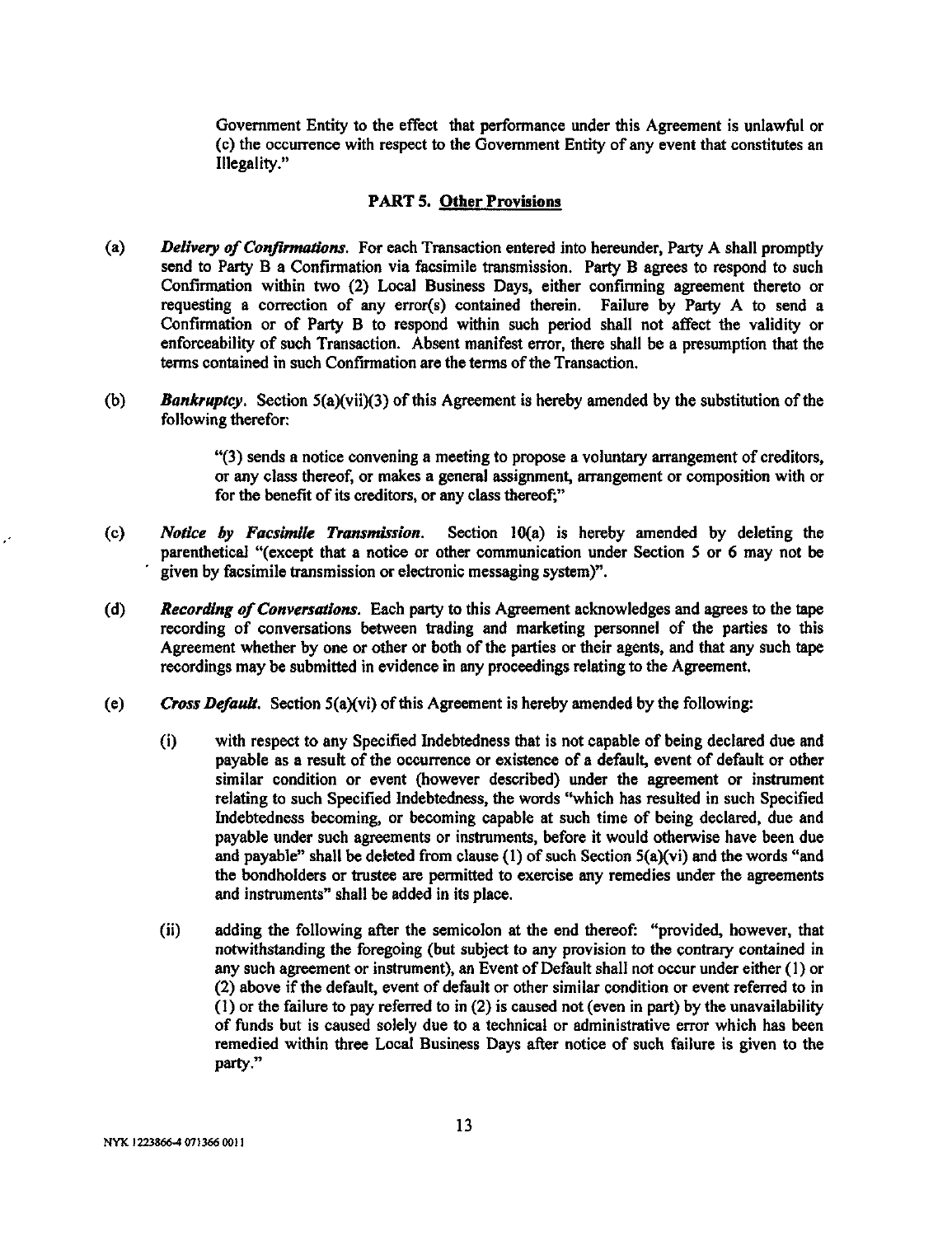Government Entity to the effect that performance under this Agreement is unlawful or (c) the occurrence with respect to the Government Entity of any event that constitutes an Illegality."

## PART 5. Other Provisions

(a) ***Delivery of Confirmations.*** For each Transaction entered into hereunder, Party A shall promptly send to Party B a Confirmation via facsimile transmission. Party B agrees to respond to such Confirmation within two (2) Local Business Days, either confirming agreement thereto or requesting a correction of any error(s) contained therein. Failure by Party A to send a Confirmation or of Party B to respond within such period shall not affect the validity or enforceability of such Transaction. Absent manifest error, there shall be a presumption that the terms contained in such Confirmation are the terms of the Transaction.

(b) ***Bankruptcy.*** Section 5(a)(vii)(3) of this Agreement is hereby amended by the substitution of the following therefor:

> "(3) sends a notice convening a meeting to propose a voluntary arrangement of creditors, or any class thereof, or makes a general assignment, arrangement or composition with or for the benefit of its creditors, or any class thereof;"

(c) ***Notice by Facsimile Transmission.*** Section 10(a) is hereby amended by deleting the parenthetical "(except that a notice or other communication under Section 5 or 6 may not be given by facsimile transmission or electronic messaging system)".

(d) ***Recording of Conversations.*** Each party to this Agreement acknowledges and agrees to the tape recording of conversations between trading and marketing personnel of the parties to this Agreement whether by one or other or both of the parties or their agents, and that any such tape recordings may be submitted in evidence in any proceedings relating to the Agreement.

(e) ***Cross Default.*** Section 5(a)(vi) of this Agreement is hereby amended by the following:

(i) with respect to any Specified Indebtedness that is not capable of being declared due and payable as a result of the occurrence or existence of a default, event of default or other similar condition or event (however described) under the agreement or instrument relating to such Specified Indebtedness, the words "which has resulted in such Specified Indebtedness becoming, or becoming capable at such time of being declared, due and payable under such agreements or instruments, before it would otherwise have been due and payable" shall be deleted from clause (1) of such Section 5(a)(vi) and the words "and the bondholders or trustee are permitted to exercise any remedies under the agreements and instruments" shall be added in its place.

(ii) adding the following after the semicolon at the end thereof: "provided, however, that notwithstanding the foregoing (but subject to any provision to the contrary contained in any such agreement or instrument), an Event of Default shall not occur under either (1) or (2) above if the default, event of default or other similar condition or event referred to in (1) or the failure to pay referred to in (2) is caused not (even in part) by the unavailability of funds but is caused solely due to a technical or administrative error which has been remedied within three Local Business Days after notice of such failure is given to the party."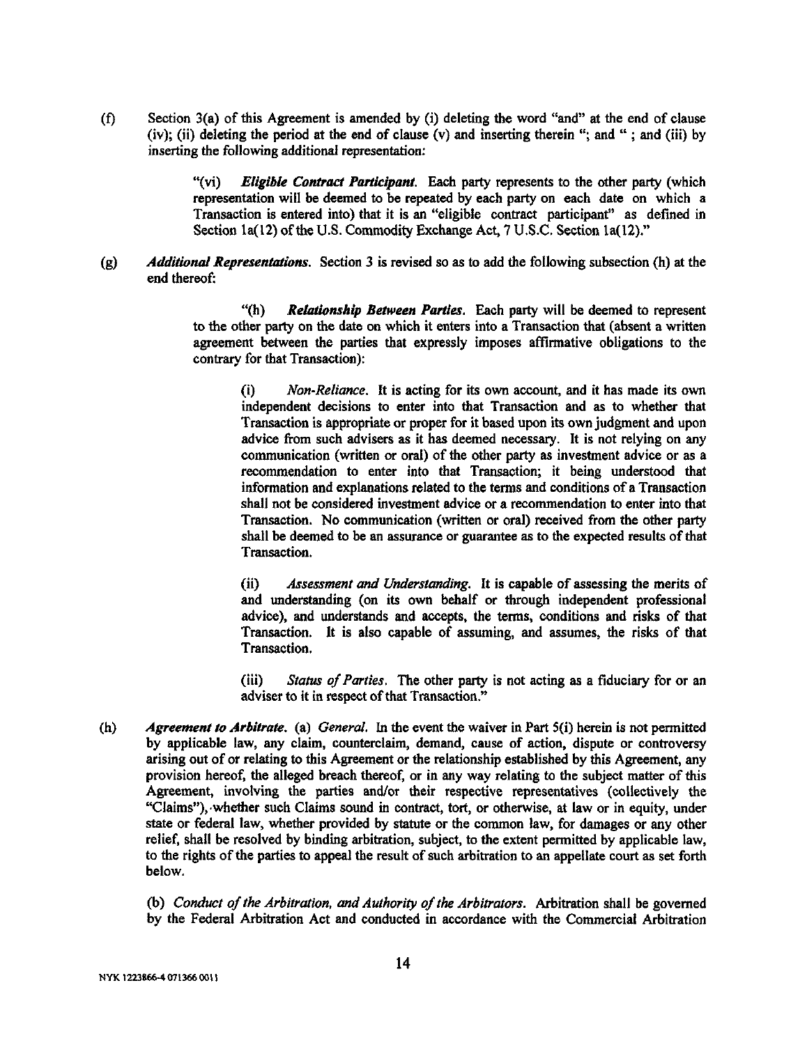(f) Section 3(a) of this Agreement is amended by (i) deleting the word "and" at the end of clause (iv); (ii) deleting the period at the end of clause (v) and inserting therein "; and " ; and (iii) by inserting the following additional representation:

> "(vi) ***Eligible Contract Participant***. Each party represents to the other party (which representation will be deemed to be repeated by each party on each date on which a Transaction is entered into) that it is an "eligible contract participant" as defined in Section 1a(12) of the U.S. Commodity Exchange Act, 7 U.S.C. Section 1a(12)."

(g) ***Additional Representations***. Section 3 is revised so as to add the following subsection (h) at the end thereof:

> "(h) ***Relationship Between Parties***. Each party will be deemed to represent to the other party on the date on which it enters into a Transaction that (absent a written agreement between the parties that expressly imposes affirmative obligations to the contrary for that Transaction):
>
> (i) *Non-Reliance*. It is acting for its own account, and it has made its own independent decisions to enter into that Transaction and as to whether that Transaction is appropriate or proper for it based upon its own judgment and upon advice from such advisers as it has deemed necessary. It is not relying on any communication (written or oral) of the other party as investment advice or as a recommendation to enter into that Transaction; it being understood that information and explanations related to the terms and conditions of a Transaction shall not be considered investment advice or a recommendation to enter into that Transaction. No communication (written or oral) received from the other party shall be deemed to be an assurance or guarantee as to the expected results of that Transaction.
>
> (ii) *Assessment and Understanding*. It is capable of assessing the merits of and understanding (on its own behalf or through independent professional advice), and understands and accepts, the terms, conditions and risks of that Transaction. It is also capable of assuming, and assumes, the risks of that Transaction.
>
> (iii) *Status of Parties*. The other party is not acting as a fiduciary for or an adviser to it in respect of that Transaction."

(h) ***Agreement to Arbitrate***. (a) *General*. In the event the waiver in Part 5(i) herein is not permitted by applicable law, any claim, counterclaim, demand, cause of action, dispute or controversy arising out of or relating to this Agreement or the relationship established by this Agreement, any provision hereof, the alleged breach thereof, or in any way relating to the subject matter of this Agreement, involving the parties and/or their respective representatives (collectively the "Claims"), whether such Claims sound in contract, tort, or otherwise, at law or in equity, under state or federal law, whether provided by statute or the common law, for damages or any other relief, shall be resolved by binding arbitration, subject, to the extent permitted by applicable law, to the rights of the parties to appeal the result of such arbitration to an appellate court as set forth below.

(b) *Conduct of the Arbitration, and Authority of the Arbitrators*. Arbitration shall be governed by the Federal Arbitration Act and conducted in accordance with the Commercial Arbitration

NYK 1223866-4 071366 0011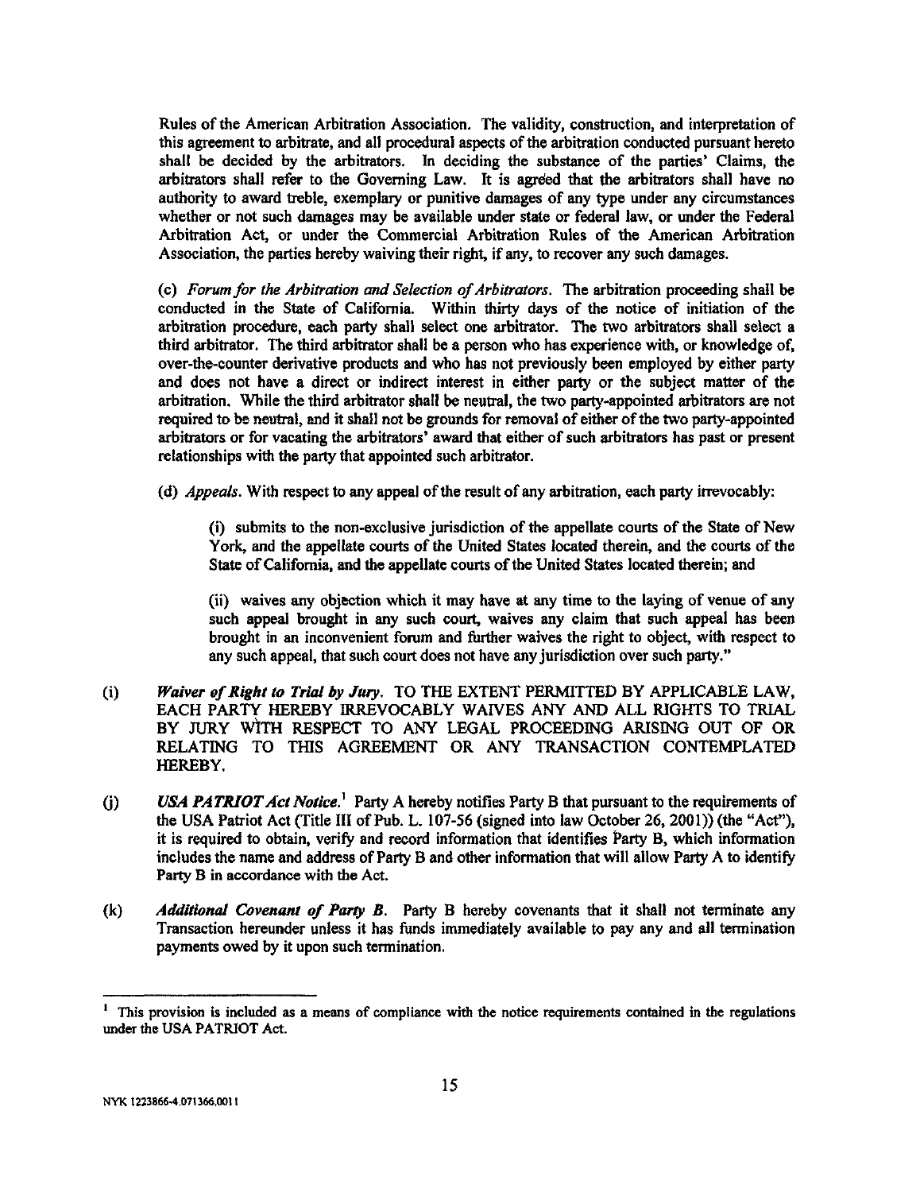Rules of the American Arbitration Association. The validity, construction, and interpretation of this agreement to arbitrate, and all procedural aspects of the arbitration conducted pursuant hereto shall be decided by the arbitrators. In deciding the substance of the parties' Claims, the arbitrators shall refer to the Governing Law. It is agreed that the arbitrators shall have no authority to award treble, exemplary or punitive damages of any type under any circumstances whether or not such damages may be available under state or federal law, or under the Federal Arbitration Act, or under the Commercial Arbitration Rules of the American Arbitration Association, the parties hereby waiving their right, if any, to recover any such damages.

(c) *Forum for the Arbitration and Selection of Arbitrators*. The arbitration proceeding shall be conducted in the State of California. Within thirty days of the notice of initiation of the arbitration procedure, each party shall select one arbitrator. The two arbitrators shall select a third arbitrator. The third arbitrator shall be a person who has experience with, or knowledge of, over-the-counter derivative products and who has not previously been employed by either party and does not have a direct or indirect interest in either party or the subject matter of the arbitration. While the third arbitrator shall be neutral, the two party-appointed arbitrators are not required to be neutral, and it shall not be grounds for removal of either of the two party-appointed arbitrators or for vacating the arbitrators' award that either of such arbitrators has past or present relationships with the party that appointed such arbitrator.

(d) *Appeals*. With respect to any appeal of the result of any arbitration, each party irrevocably:

(i) submits to the non-exclusive jurisdiction of the appellate courts of the State of New York, and the appellate courts of the United States located therein, and the courts of the State of California, and the appellate courts of the United States located therein; and

(ii) waives any objection which it may have at any time to the laying of venue of any such appeal brought in any such court, waives any claim that such appeal has been brought in an inconvenient forum and further waives the right to object, with respect to any such appeal, that such court does not have any jurisdiction over such party."

(i) ***Waiver of Right to Trial by Jury***. TO THE EXTENT PERMITTED BY APPLICABLE LAW, EACH PARTY HEREBY IRREVOCABLY WAIVES ANY AND ALL RIGHTS TO TRIAL BY JURY WITH RESPECT TO ANY LEGAL PROCEEDING ARISING OUT OF OR RELATING TO THIS AGREEMENT OR ANY TRANSACTION CONTEMPLATED HEREBY.

(j) ***USA PATRIOT Act Notice***.[1] Party A hereby notifies Party B that pursuant to the requirements of the USA Patriot Act (Title III of Pub. L. 107-56 (signed into law October 26, 2001)) (the "Act"), it is required to obtain, verify and record information that identifies Party B, which information includes the name and address of Party B and other information that will allow Party A to identify Party B in accordance with the Act.

(k) ***Additional Covenant of Party B***. Party B hereby covenants that it shall not terminate any Transaction hereunder unless it has funds immediately available to pay any and all termination payments owed by it upon such termination.

---

[1] This provision is included as a means of compliance with the notice requirements contained in the regulations under the USA PATRIOT Act.

NYK 1223866-4.071366.0011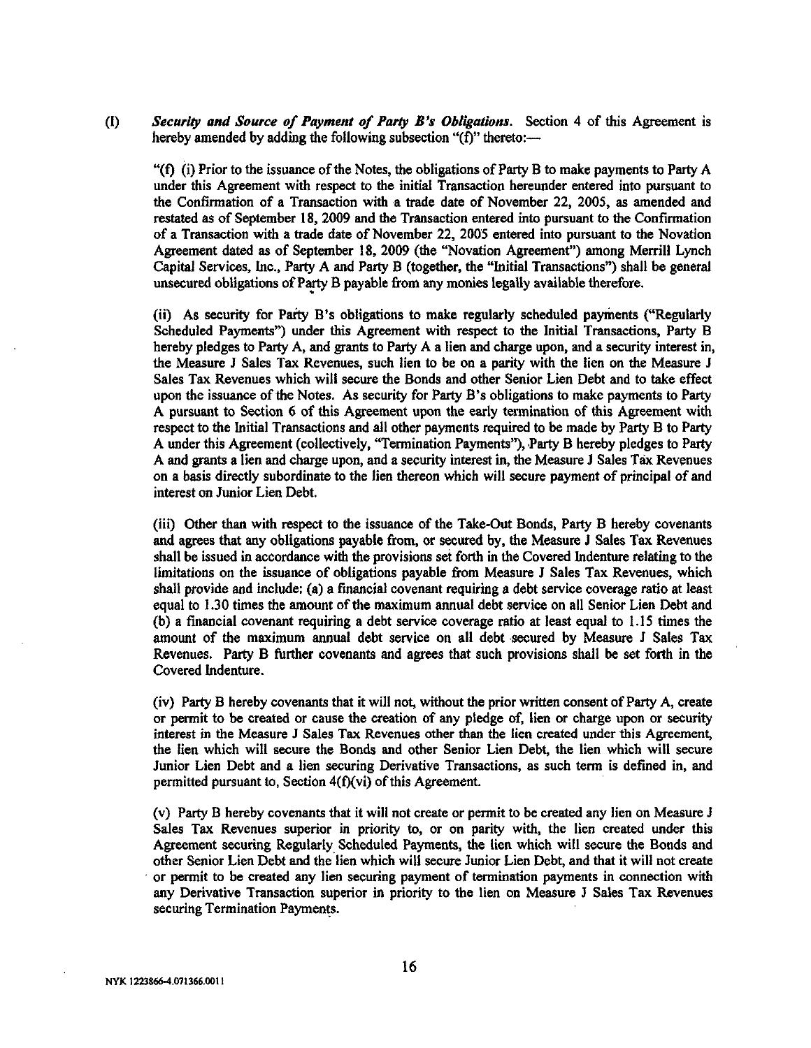(l) ***Security and Source of Payment of Party B's Obligations***. Section 4 of this Agreement is hereby amended by adding the following subsection "(f)" thereto:—

"(f) (i) Prior to the issuance of the Notes, the obligations of Party B to make payments to Party A under this Agreement with respect to the initial Transaction hereunder entered into pursuant to the Confirmation of a Transaction with a trade date of November 22, 2005, as amended and restated as of September 18, 2009 and the Transaction entered into pursuant to the Confirmation of a Transaction with a trade date of November 22, 2005 entered into pursuant to the Novation Agreement dated as of September 18, 2009 (the "Novation Agreement") among Merrill Lynch Capital Services, Inc., Party A and Party B (together, the "Initial Transactions") shall be general unsecured obligations of Party B payable from any monies legally available therefore.

(ii) As security for Party B's obligations to make regularly scheduled payments ("Regularly Scheduled Payments") under this Agreement with respect to the Initial Transactions, Party B hereby pledges to Party A, and grants to Party A a lien and charge upon, and a security interest in, the Measure J Sales Tax Revenues, such lien to be on a parity with the lien on the Measure J Sales Tax Revenues which will secure the Bonds and other Senior Lien Debt and to take effect upon the issuance of the Notes. As security for Party B's obligations to make payments to Party A pursuant to Section 6 of this Agreement upon the early termination of this Agreement with respect to the Initial Transactions and all other payments required to be made by Party B to Party A under this Agreement (collectively, "Termination Payments"), Party B hereby pledges to Party A and grants a lien and charge upon, and a security interest in, the Measure J Sales Tax Revenues on a basis directly subordinate to the lien thereon which will secure payment of principal of and interest on Junior Lien Debt.

(iii) Other than with respect to the issuance of the Take-Out Bonds, Party B hereby covenants and agrees that any obligations payable from, or secured by, the Measure J Sales Tax Revenues shall be issued in accordance with the provisions set forth in the Covered Indenture relating to the limitations on the issuance of obligations payable from Measure J Sales Tax Revenues, which shall provide and include: (a) a financial covenant requiring a debt service coverage ratio at least equal to 1.30 times the amount of the maximum annual debt service on all Senior Lien Debt and (b) a financial covenant requiring a debt service coverage ratio at least equal to 1.15 times the amount of the maximum annual debt service on all debt secured by Measure J Sales Tax Revenues. Party B further covenants and agrees that such provisions shall be set forth in the Covered Indenture.

(iv) Party B hereby covenants that it will not, without the prior written consent of Party A, create or permit to be created or cause the creation of any pledge of, lien or charge upon or security interest in the Measure J Sales Tax Revenues other than the lien created under this Agreement, the lien which will secure the Bonds and other Senior Lien Debt, the lien which will secure Junior Lien Debt and a lien securing Derivative Transactions, as such term is defined in, and permitted pursuant to, Section 4(f)(vi) of this Agreement.

(v) Party B hereby covenants that it will not create or permit to be created any lien on Measure J Sales Tax Revenues superior in priority to, or on parity with, the lien created under this Agreement securing Regularly Scheduled Payments, the lien which will secure the Bonds and other Senior Lien Debt and the lien which will secure Junior Lien Debt, and that it will not create or permit to be created any lien securing payment of termination payments in connection with any Derivative Transaction superior in priority to the lien on Measure J Sales Tax Revenues securing Termination Payments.

NYK 1223866-4.071366.0011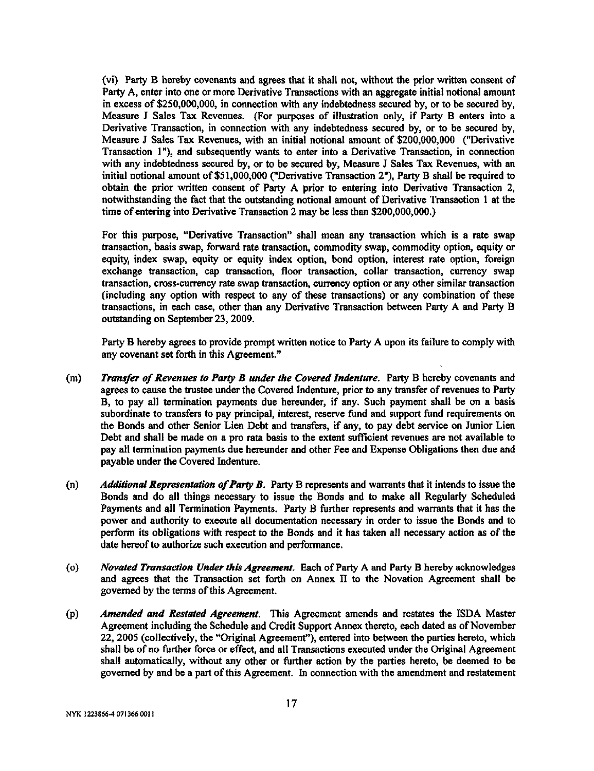(vi) Party B hereby covenants and agrees that it shall not, without the prior written consent of Party A, enter into one or more Derivative Transactions with an aggregate initial notional amount in excess of $250,000,000, in connection with any indebtedness secured by, or to be secured by, Measure J Sales Tax Revenues. (For purposes of illustration only, if Party B enters into a Derivative Transaction, in connection with any indebtedness secured by, or to be secured by, Measure J Sales Tax Revenues, with an initial notional amount of $200,000,000 ("Derivative Transaction 1"), and subsequently wants to enter into a Derivative Transaction, in connection with any indebtedness secured by, or to be secured by, Measure J Sales Tax Revenues, with an initial notional amount of $51,000,000 ("Derivative Transaction 2"), Party B shall be required to obtain the prior written consent of Party A prior to entering into Derivative Transaction 2, notwithstanding the fact that the outstanding notional amount of Derivative Transaction 1 at the time of entering into Derivative Transaction 2 may be less than $200,000,000.)

For this purpose, "Derivative Transaction" shall mean any transaction which is a rate swap transaction, basis swap, forward rate transaction, commodity swap, commodity option, equity or equity, index swap, equity or equity index option, bond option, interest rate option, foreign exchange transaction, cap transaction, floor transaction, collar transaction, currency swap transaction, cross-currency rate swap transaction, currency option or any other similar transaction (including any option with respect to any of these transactions) or any combination of these transactions, in each case, other than any Derivative Transaction between Party A and Party B outstanding on September 23, 2009.

Party B hereby agrees to provide prompt written notice to Party A upon its failure to comply with any covenant set forth in this Agreement."

(m) *Transfer of Revenues to Party B under the Covered Indenture.* Party B hereby covenants and agrees to cause the trustee under the Covered Indenture, prior to any transfer of revenues to Party B, to pay all termination payments due hereunder, if any. Such payment shall be on a basis subordinate to transfers to pay principal, interest, reserve fund and support fund requirements on the Bonds and other Senior Lien Debt and transfers, if any, to pay debt service on Junior Lien Debt and shall be made on a pro rata basis to the extent sufficient revenues are not available to pay all termination payments due hereunder and other Fee and Expense Obligations then due and payable under the Covered Indenture.

(n) *Additional Representation of Party B.* Party B represents and warrants that it intends to issue the Bonds and do all things necessary to issue the Bonds and to make all Regularly Scheduled Payments and all Termination Payments. Party B further represents and warrants that it has the power and authority to execute all documentation necessary in order to issue the Bonds and to perform its obligations with respect to the Bonds and it has taken all necessary action as of the date hereof to authorize such execution and performance.

(o) *Novated Transaction Under this Agreement.* Each of Party A and Party B hereby acknowledges and agrees that the Transaction set forth on Annex II to the Novation Agreement shall be governed by the terms of this Agreement.

(p) *Amended and Restated Agreement.* This Agreement amends and restates the ISDA Master Agreement including the Schedule and Credit Support Annex thereto, each dated as of November 22, 2005 (collectively, the "Original Agreement"), entered into between the parties hereto, which shall be of no further force or effect, and all Transactions executed under the Original Agreement shall automatically, without any other or further action by the parties hereto, be deemed to be governed by and be a part of this Agreement. In connection with the amendment and restatement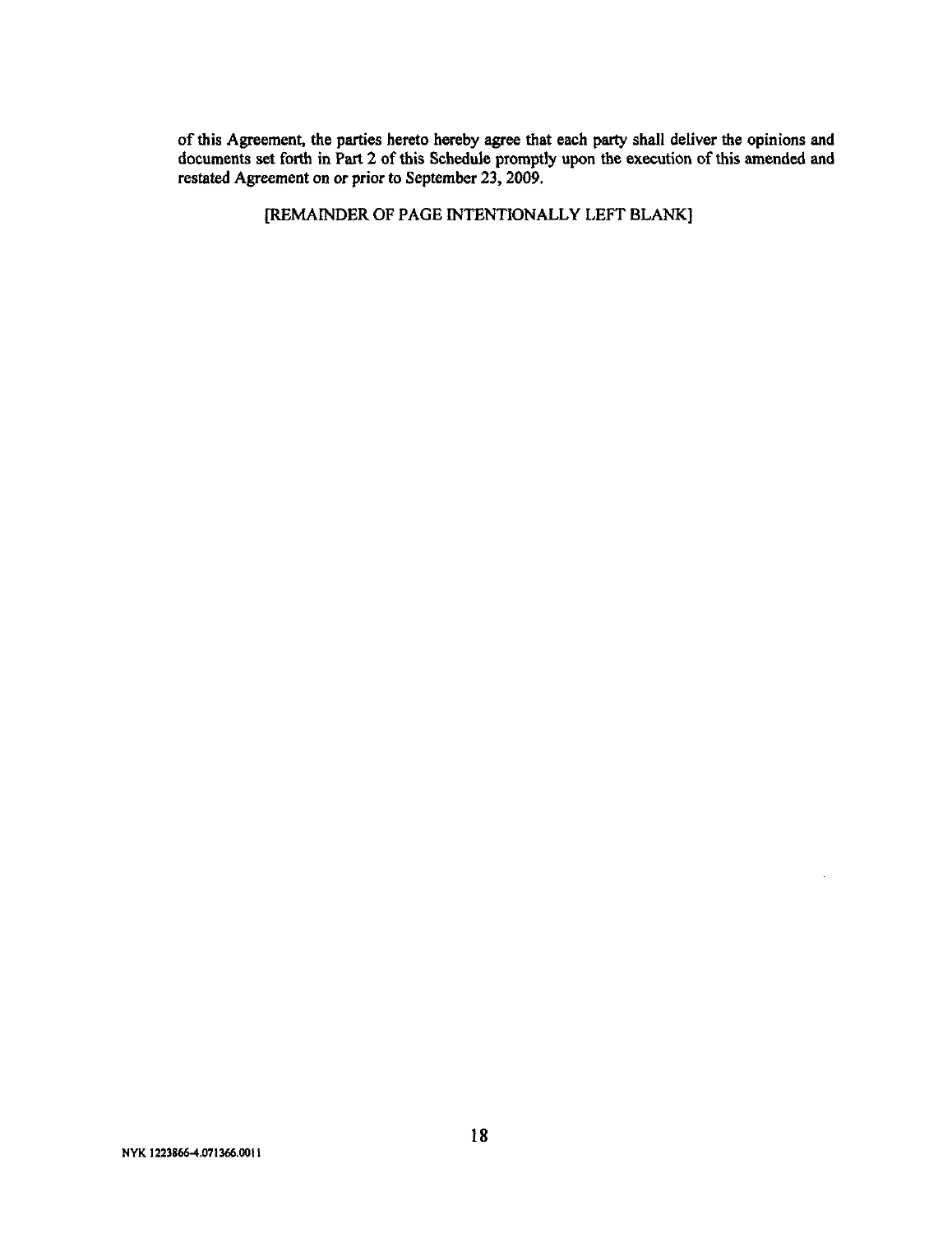of this Agreement, the parties hereto hereby agree that each party shall deliver the opinions and documents set forth in Part 2 of this Schedule promptly upon the execution of this amended and restated Agreement on or prior to September 23, 2009.

[REMAINDER OF PAGE INTENTIONALLY LEFT BLANK]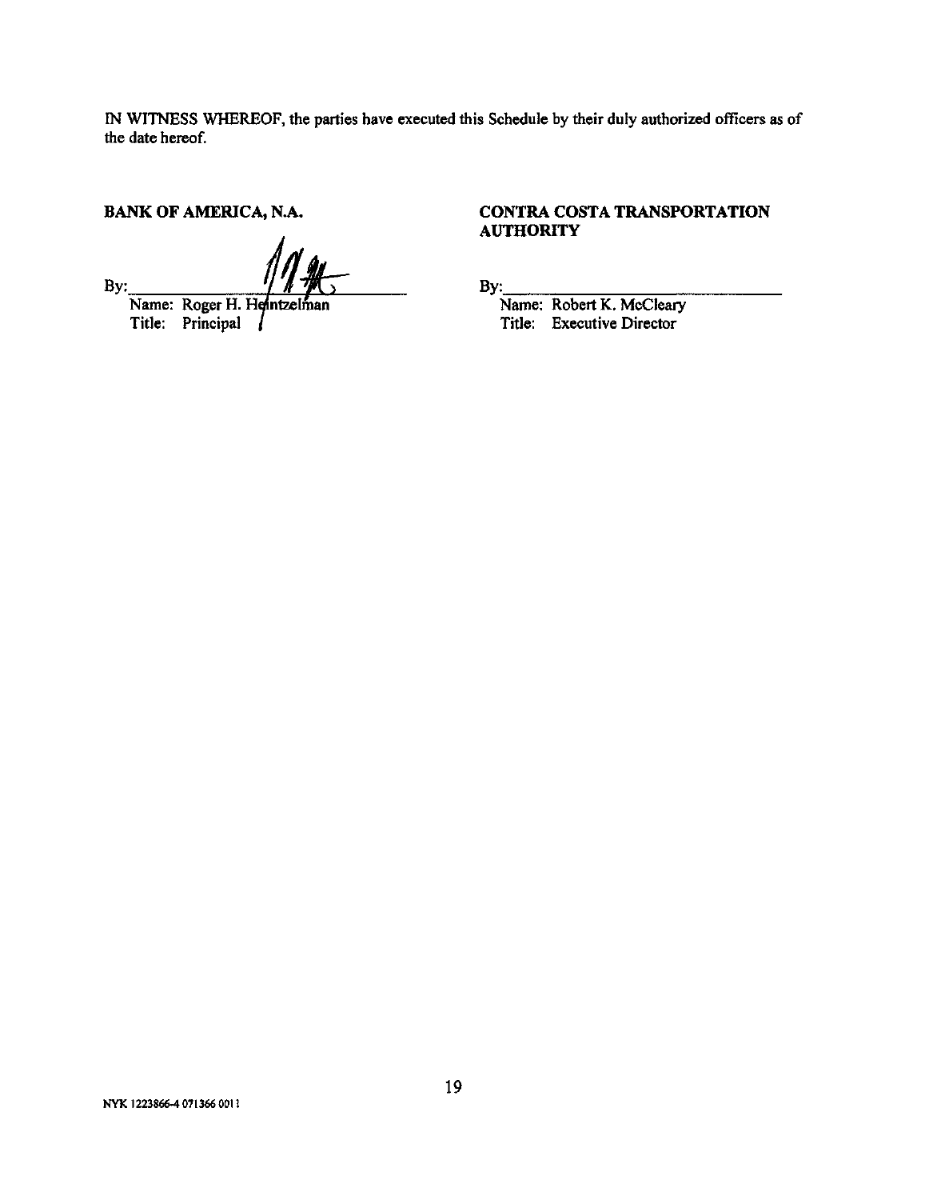IN WITNESS WHEREOF, the parties have executed this Schedule by their duly authorized officers as of the date hereof.

**BANK OF AMERICA, N.A.**

By:\_\_\_\_\_\_\_\_\_\_\_\_\_\_\_\_\_\_\_\_\_\_\_\_\_\_\_\_\_\_
Name: Roger H. Heintzelman
Title: Principal

**CONTRA COSTA TRANSPORTATION AUTHORITY**

By:\_\_\_\_\_\_\_\_\_\_\_\_\_\_\_\_\_\_\_\_\_\_\_\_\_\_\_\_\_\_
Name: Robert K. McCleary
Title: Executive Director

NYK 1223866-4 071366 0011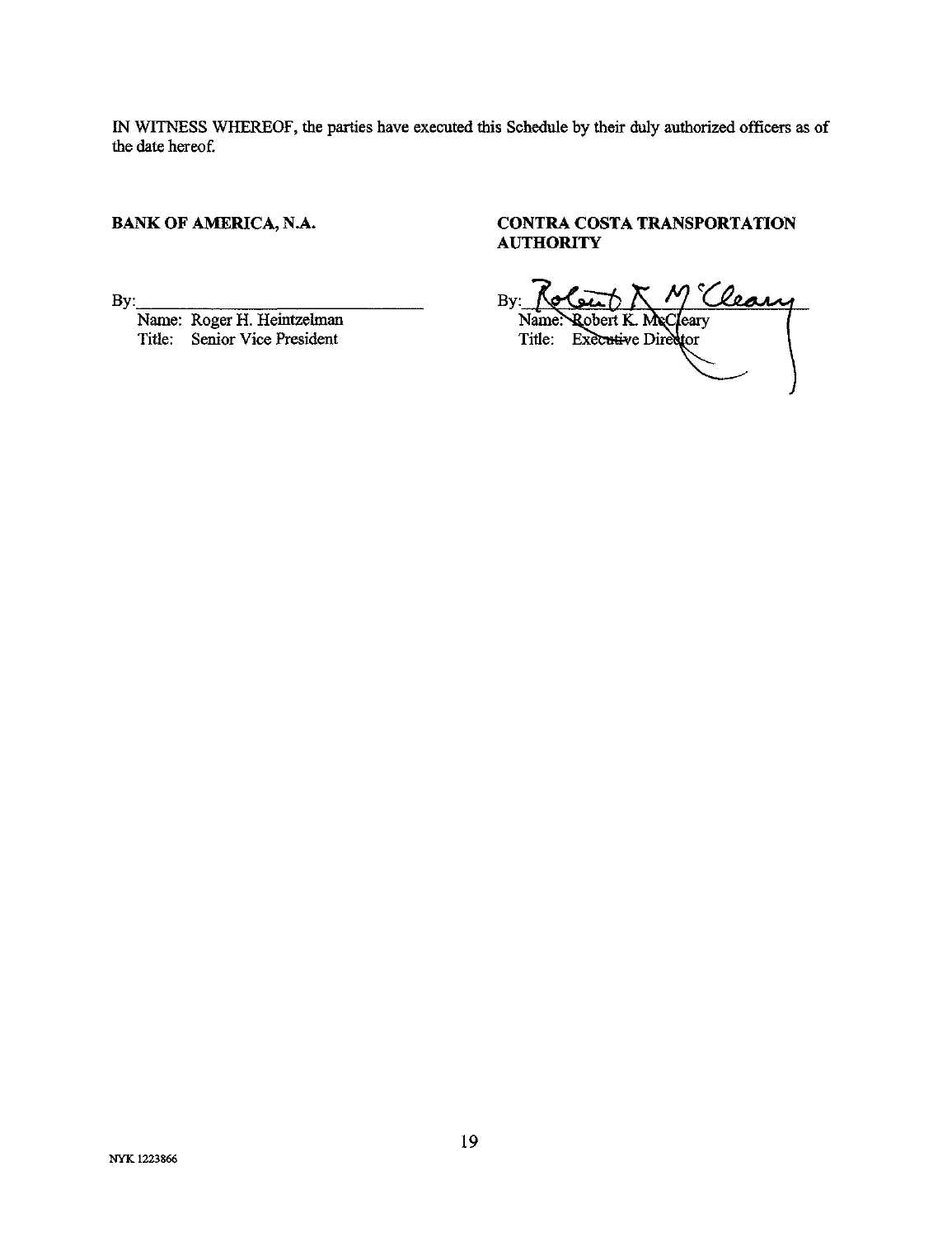IN WITNESS WHEREOF, the parties have executed this Schedule by their duly authorized officers as of the date hereof.

**BANK OF AMERICA, N.A.**

By:\_\_\_\_\_\_\_\_\_\_\_\_\_\_\_\_\_\_\_\_\_\_\_\_\_\_\_\_\_\_

Name: Roger H. Heintzelman
Title: Senior Vice President

**CONTRA COSTA TRANSPORTATION AUTHORITY**

By: Robert K. McCleary

Name: Robert K. McCleary
Title: Executive Director

NYK 1223866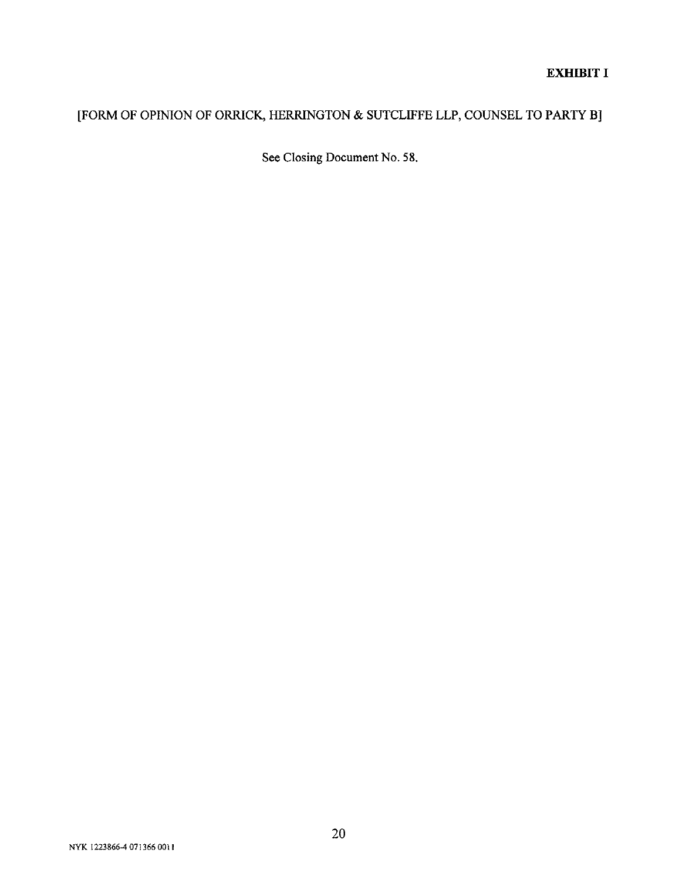**EXHIBIT I**

[FORM OF OPINION OF ORRICK, HERRINGTON & SUTCLIFFE LLP, COUNSEL TO PARTY B]

See Closing Document No. 58.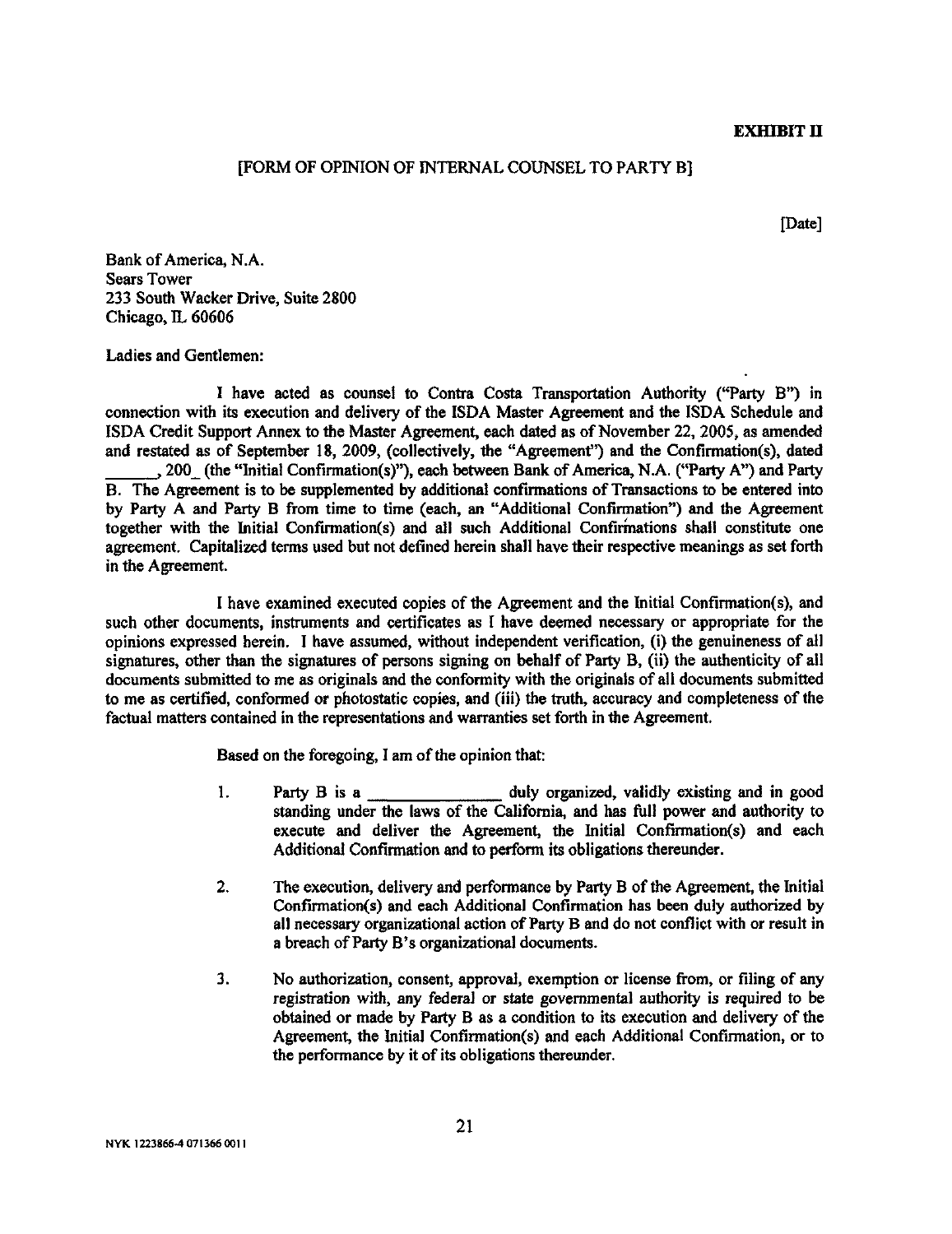**EXHIBIT II**

[FORM OF OPINION OF INTERNAL COUNSEL TO PARTY B]

[Date]

Bank of America, N.A.
Sears Tower
233 South Wacker Drive, Suite 2800
Chicago, IL 60606

Ladies and Gentlemen:

I have acted as counsel to Contra Costa Transportation Authority ("Party B") in connection with its execution and delivery of the ISDA Master Agreement and the ISDA Schedule and ISDA Credit Support Annex to the Master Agreement, each dated as of November 22, 2005, as amended and restated as of September 18, 2009, (collectively, the "Agreement") and the Confirmation(s), dated ______, 200_ (the "Initial Confirmation(s)"), each between Bank of America, N.A. ("Party A") and Party B. The Agreement is to be supplemented by additional confirmations of Transactions to be entered into by Party A and Party B from time to time (each, an "Additional Confirmation") and the Agreement together with the Initial Confirmation(s) and all such Additional Confirmations shall constitute one agreement. Capitalized terms used but not defined herein shall have their respective meanings as set forth in the Agreement.

I have examined executed copies of the Agreement and the Initial Confirmation(s), and such other documents, instruments and certificates as I have deemed necessary or appropriate for the opinions expressed herein. I have assumed, without independent verification, (i) the genuineness of all signatures, other than the signatures of persons signing on behalf of Party B, (ii) the authenticity of all documents submitted to me as originals and the conformity with the originals of all documents submitted to me as certified, conformed or photostatic copies, and (iii) the truth, accuracy and completeness of the factual matters contained in the representations and warranties set forth in the Agreement.

Based on the foregoing, I am of the opinion that:

1. Party B is a ______________ duly organized, validly existing and in good standing under the laws of the California, and has full power and authority to execute and deliver the Agreement, the Initial Confirmation(s) and each Additional Confirmation and to perform its obligations thereunder.

2. The execution, delivery and performance by Party B of the Agreement, the Initial Confirmation(s) and each Additional Confirmation has been duly authorized by all necessary organizational action of Party B and do not conflict with or result in a breach of Party B's organizational documents.

3. No authorization, consent, approval, exemption or license from, or filing of any registration with, any federal or state governmental authority is required to be obtained or made by Party B as a condition to its execution and delivery of the Agreement, the Initial Confirmation(s) and each Additional Confirmation, or to the performance by it of its obligations thereunder.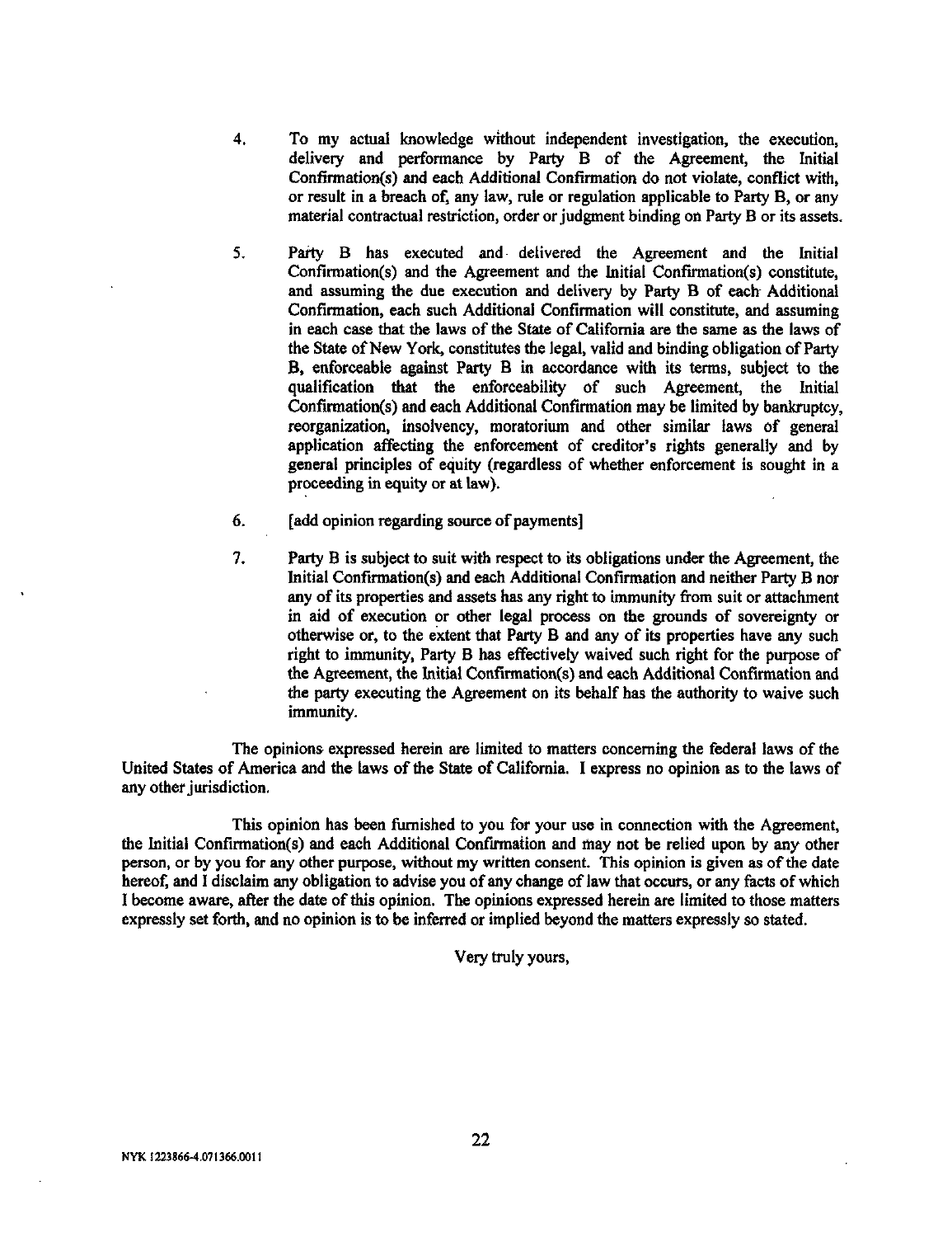4. To my actual knowledge without independent investigation, the execution, delivery and performance by Party B of the Agreement, the Initial Confirmation(s) and each Additional Confirmation do not violate, conflict with, or result in a breach of, any law, rule or regulation applicable to Party B, or any material contractual restriction, order or judgment binding on Party B or its assets.

5. Party B has executed and delivered the Agreement and the Initial Confirmation(s) and the Agreement and the Initial Confirmation(s) constitute, and assuming the due execution and delivery by Party B of each Additional Confirmation, each such Additional Confirmation will constitute, and assuming in each case that the laws of the State of California are the same as the laws of the State of New York, constitutes the legal, valid and binding obligation of Party B, enforceable against Party B in accordance with its terms, subject to the qualification that the enforceability of such Agreement, the Initial Confirmation(s) and each Additional Confirmation may be limited by bankruptcy, reorganization, insolvency, moratorium and other similar laws of general application affecting the enforcement of creditor's rights generally and by general principles of equity (regardless of whether enforcement is sought in a proceeding in equity or at law).

6. [add opinion regarding source of payments]

7. Party B is subject to suit with respect to its obligations under the Agreement, the Initial Confirmation(s) and each Additional Confirmation and neither Party B nor any of its properties and assets has any right to immunity from suit or attachment in aid of execution or other legal process on the grounds of sovereignty or otherwise or, to the extent that Party B and any of its properties have any such right to immunity, Party B has effectively waived such right for the purpose of the Agreement, the Initial Confirmation(s) and each Additional Confirmation and the party executing the Agreement on its behalf has the authority to waive such immunity.

The opinions expressed herein are limited to matters concerning the federal laws of the United States of America and the laws of the State of California. I express no opinion as to the laws of any other jurisdiction.

This opinion has been furnished to you for your use in connection with the Agreement, the Initial Confirmation(s) and each Additional Confirmation and may not be relied upon by any other person, or by you for any other purpose, without my written consent. This opinion is given as of the date hereof, and I disclaim any obligation to advise you of any change of law that occurs, or any facts of which I become aware, after the date of this opinion. The opinions expressed herein are limited to those matters expressly set forth, and no opinion is to be inferred or implied beyond the matters expressly so stated.

Very truly yours,

NYK 1223866-4.071366.0011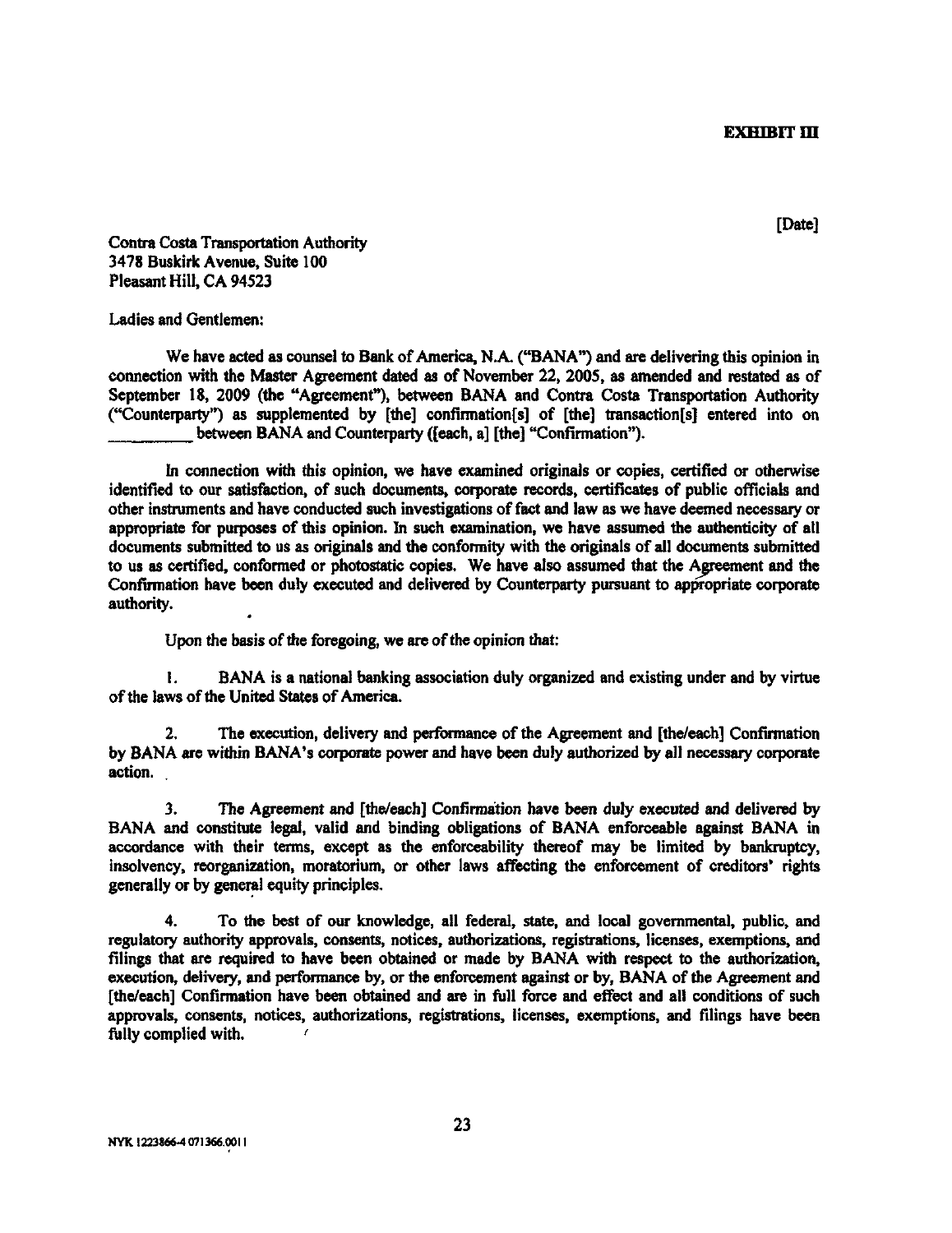**EXHIBIT III**

[Date]

Contra Costa Transportation Authority
3478 Buskirk Avenue, Suite 100
Pleasant Hill, CA 94523

Ladies and Gentlemen:

We have acted as counsel to Bank of America, N.A. ("BANA") and are delivering this opinion in connection with the Master Agreement dated as of November 22, 2005, as amended and restated as of September 18, 2009 (the "Agreement"), between BANA and Contra Costa Transportation Authority ("Counterparty") as supplemented by [the] confirmation[s] of [the] transaction[s] entered into on __________ between BANA and Counterparty ([each, a] [the] "Confirmation").

In connection with this opinion, we have examined originals or copies, certified or otherwise identified to our satisfaction, of such documents, corporate records, certificates of public officials and other instruments and have conducted such investigations of fact and law as we have deemed necessary or appropriate for purposes of this opinion. In such examination, we have assumed the authenticity of all documents submitted to us as originals and the conformity with the originals of all documents submitted to us as certified, conformed or photostatic copies. We have also assumed that the Agreement and the Confirmation have been duly executed and delivered by Counterparty pursuant to appropriate corporate authority.

Upon the basis of the foregoing, we are of the opinion that:

1. BANA is a national banking association duly organized and existing under and by virtue of the laws of the United States of America.

2. The execution, delivery and performance of the Agreement and [the/each] Confirmation by BANA are within BANA's corporate power and have been duly authorized by all necessary corporate action.

3. The Agreement and [the/each] Confirmation have been duly executed and delivered by BANA and constitute legal, valid and binding obligations of BANA enforceable against BANA in accordance with their terms, except as the enforceability thereof may be limited by bankruptcy, insolvency, reorganization, moratorium, or other laws affecting the enforcement of creditors' rights generally or by general equity principles.

4. To the best of our knowledge, all federal, state, and local governmental, public, and regulatory authority approvals, consents, notices, authorizations, registrations, licenses, exemptions, and filings that are required to have been obtained or made by BANA with respect to the authorization, execution, delivery, and performance by, or the enforcement against or by, BANA of the Agreement and [the/each] Confirmation have been obtained and are in full force and effect and all conditions of such approvals, consents, notices, authorizations, registrations, licenses, exemptions, and filings have been fully complied with.

NYK 1223866-4 071366.0011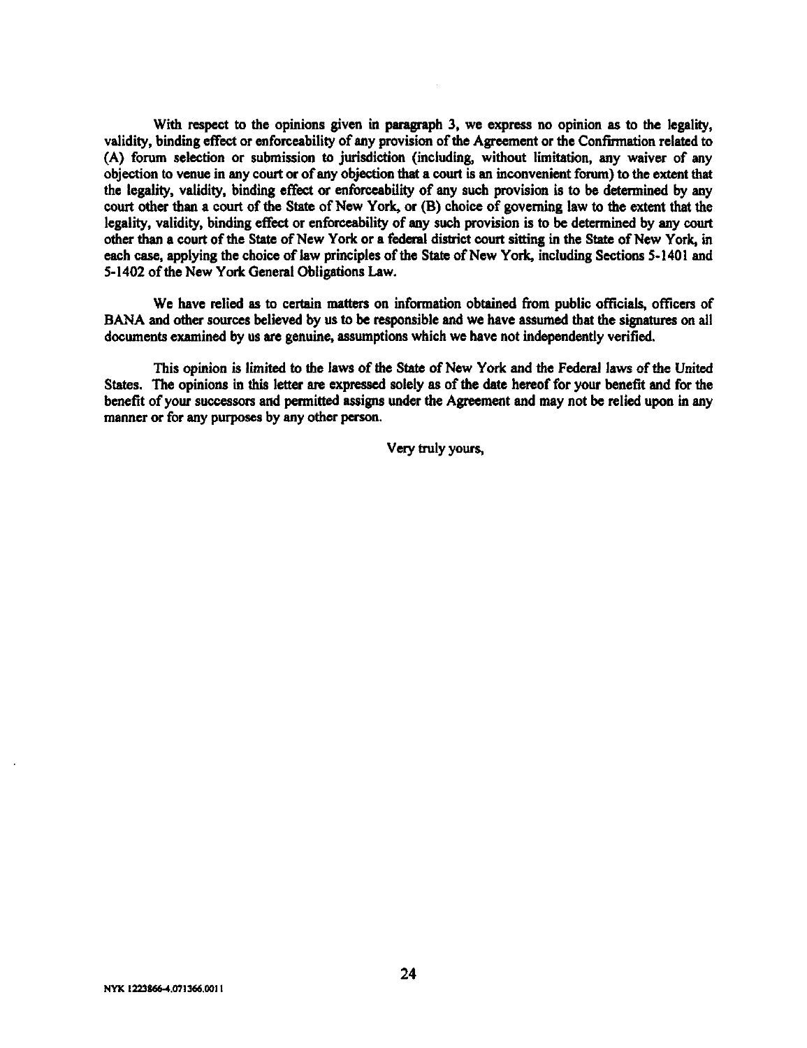With respect to the opinions given in paragraph 3, we express no opinion as to the legality, validity, binding effect or enforceability of any provision of the Agreement or the Confirmation related to (A) forum selection or submission to jurisdiction (including, without limitation, any waiver of any objection to venue in any court or of any objection that a court is an inconvenient forum) to the extent that the legality, validity, binding effect or enforceability of any such provision is to be determined by any court other than a court of the State of New York, or (B) choice of governing law to the extent that the legality, validity, binding effect or enforceability of any such provision is to be determined by any court other than a court of the State of New York or a federal district court sitting in the State of New York, in each case, applying the choice of law principles of the State of New York, including Sections 5-1401 and 5-1402 of the New York General Obligations Law.

We have relied as to certain matters on information obtained from public officials, officers of BANA and other sources believed by us to be responsible and we have assumed that the signatures on all documents examined by us are genuine, assumptions which we have not independently verified.

This opinion is limited to the laws of the State of New York and the Federal laws of the United States. The opinions in this letter are expressed solely as of the date hereof for your benefit and for the benefit of your successors and permitted assigns under the Agreement and may not be relied upon in any manner or for any purposes by any other person.

Very truly yours,

NYK 1223866-4.071366.0011